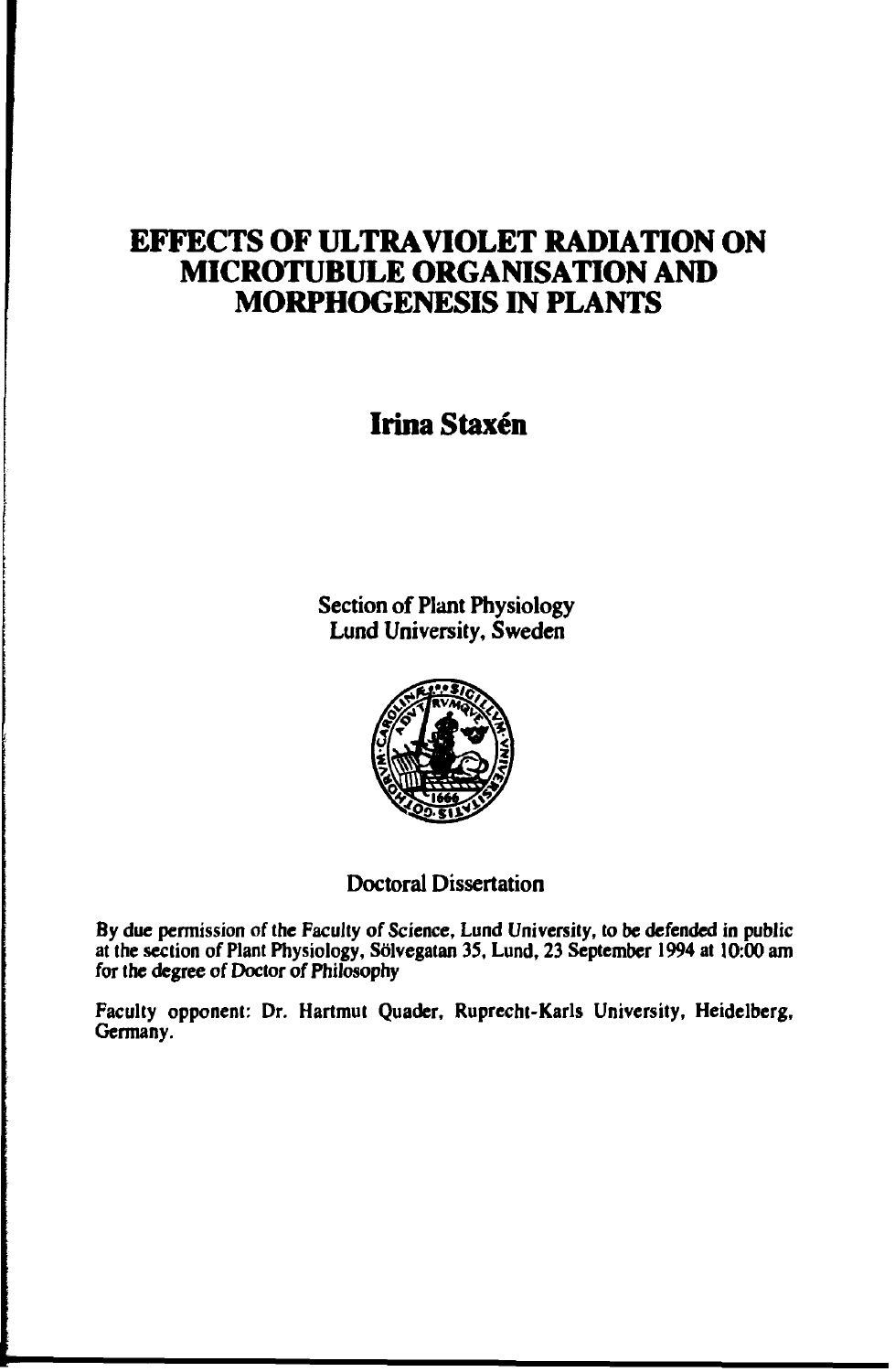# EFFECTS OF ULTRAVIOLET RADIATION ON MICROTUBULE ORGANISATION AND MORPHOGENESIS IN PLANTS

## Irina Staxén

Section of Plant Physiology
Lund University, Sweden

Doctoral Dissertation

By due permission of the Faculty of Science, Lund University, to be defended in public at the section of Plant Physiology, Sölvegatan 35, Lund, 23 September 1994 at 10:00 am for the degree of Doctor of Philosophy

Faculty opponent: Dr. Hartmut Quader, Ruprecht-Karls University, Heidelberg, Germany.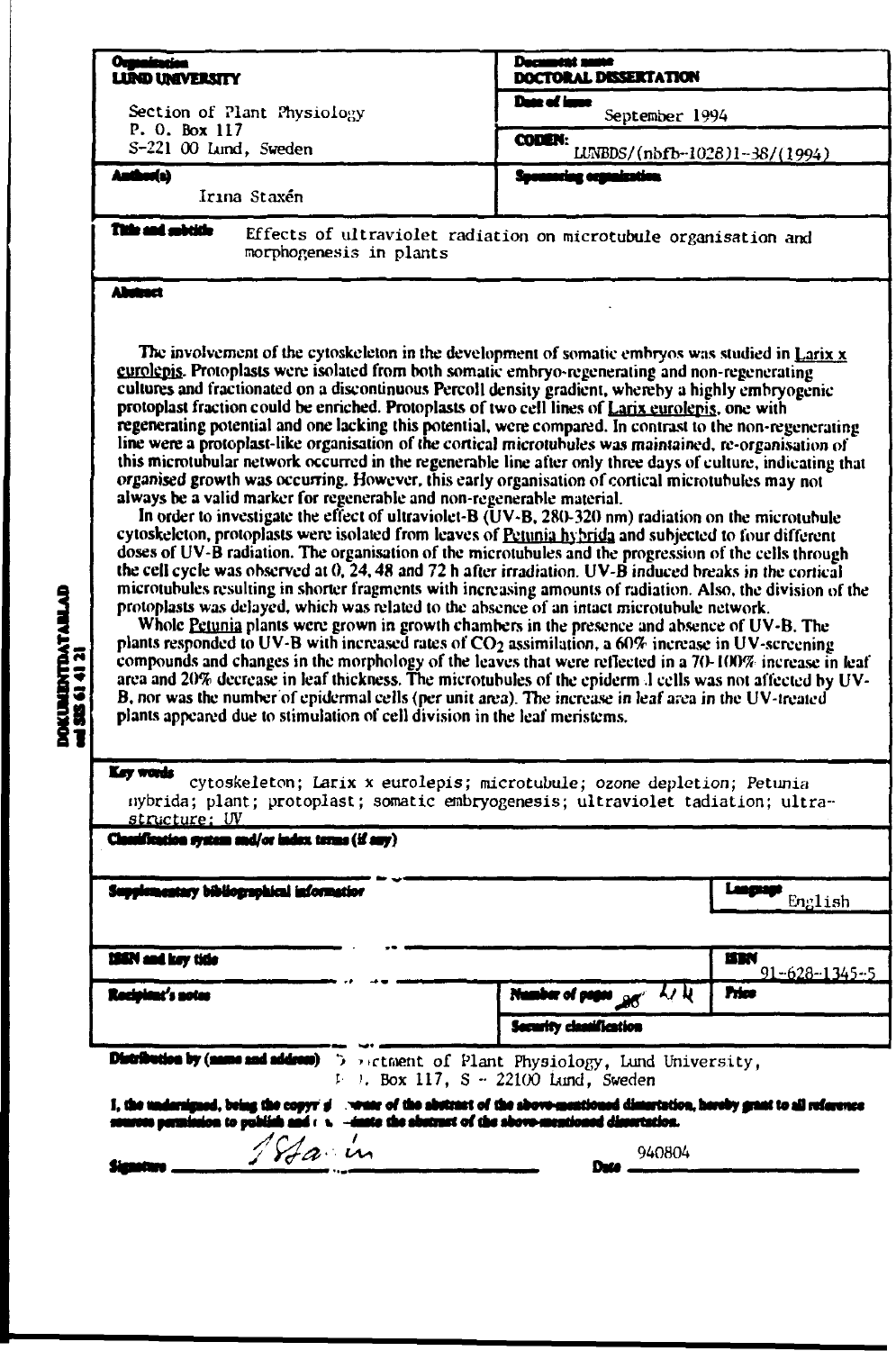| **Organization** | **Document name** |
| --- | --- |
| **LUND UNIVERSITY** | **DOCTORAL DISSERTATION** |
| Section of Plant Physiology<br>P. O. Box 117<br>S-221 00 Lund, Sweden | **Date of issue**<br>September 1994 |
| | **CODEN:**<br>LUNBDS/(nbfb-1028)1-38/(1994) |
| **Author(s)**<br>Irina Staxén | **Sponsoring organization** |

**Title and subtitle** Effects of ultraviolet radiation on microtubule organisation and morphogenesis in plants

**Abstract**

The involvement of the cytoskeleton in the development of somatic embryos was studied in Larix x eurolepis. Protoplasts were isolated from both somatic embryo-regenerating and non-regenerating cultures and fractionated on a discontinuous Percoll density gradient, whereby a highly embryogenic protoplast fraction could be enriched. Protoplasts of two cell lines of Larix eurolepis, one with regenerating potential and one lacking this potential, were compared. In contrast to the non-regenerating line were a protoplast-like organisation of the cortical microtubules was maintained, re-organisation of this microtubular network occurred in the regenerable line after only three days of culture, indicating that organised growth was occurring. However, this early organisation of cortical microtubules may not always be a valid marker for regenerable and non-regenerable material.

In order to investigate the effect of ultraviolet-B (UV-B, 280-320 nm) radiation on the microtubule cytoskeleton, protoplasts were isolated from leaves of Petunia hybrida and subjected to four different doses of UV-B radiation. The organisation of the microtubules and the progression of the cells through the cell cycle was observed at 0, 24, 48 and 72 h after irradiation. UV-B induced breaks in the cortical microtubules resulting in shorter fragments with increasing amounts of radiation. Also, the division of the protoplasts was delayed, which was related to the absence of an intact microtubule network.

Whole Petunia plants were grown in growth chambers in the presence and absence of UV-B. The plants responded to UV-B with increased rates of $CO_2$ assimilation, a 60% increase in UV-screening compounds and changes in the morphology of the leaves that were reflected in a 70-100% increase in leaf area and 20% decrease in leaf thickness. The microtubules of the epidermal cells was not affected by UV-B, nor was the number of epidermal cells (per unit area). The increase in leaf area in the UV-treated plants appeared due to stimulation of cell division in the leaf meristems.

**Key words** cytoskeleton; Larix x eurolepis; microtubule; ozone depletion; Petunia hybrida; plant; protoplast; somatic embryogenesis; ultraviolet tadiation; ultra-structure; UV

**Classification system and/or index terms (if any)**

| **Supplementary bibliographical information** | | **Language**<br>English |
| --- | --- | --- |
| **ISSN and key title** | | **ISBN**<br>91-628-1345-5 |
| **Recipient's notes** | **Number of pages** 44 | **Price** |
| | **Security classification** | |

**Distribution by (name and address)** Department of Plant Physiology, Lund University, P. O. Box 117, S - 22100 Lund, Sweden

**I, the undersigned, being the copyright owner of the abstract of the above-mentioned dissertation, hereby grant to all reference sources permission to publish and disseminate the abstract of the above-mentioned dissertation.**

**Signature** I Staxén **Date** 940804

DOKUMENTDATABLAD enl SIS 61 41 21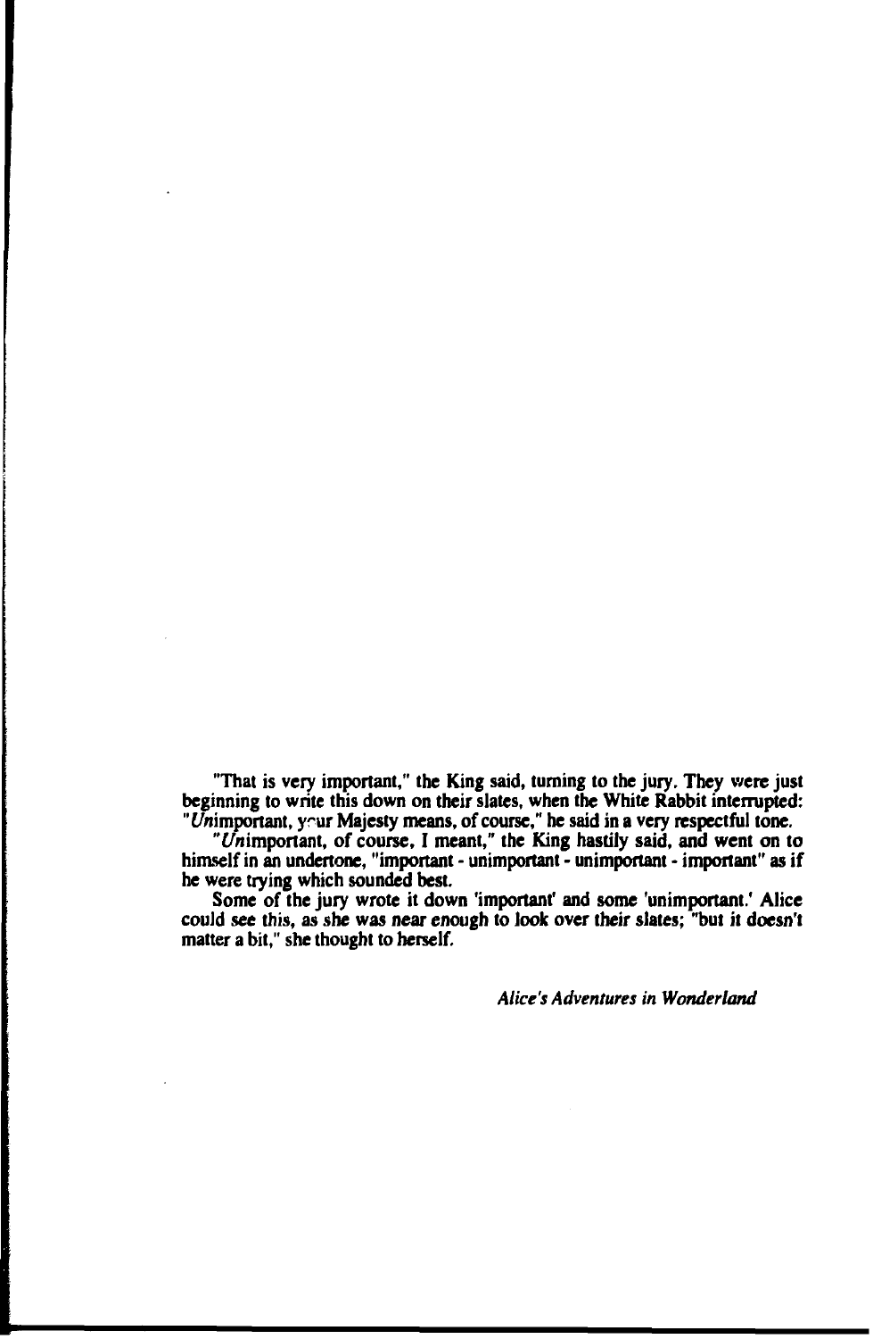"That is very important," the King said, turning to the jury. They were just beginning to write this down on their slates, when the White Rabbit interrupted: "*Un*important, your Majesty means, of course," he said in a very respectful tone.

"*Un*important, of course, I meant," the King hastily said, and went on to himself in an undertone, "important - unimportant - unimportant - important" as if he were trying which sounded best.

Some of the jury wrote it down 'important' and some 'unimportant.' Alice could see this, as she was near enough to look over their slates; "but it doesn't matter a bit," she thought to herself.

*Alice's Adventures in Wonderland*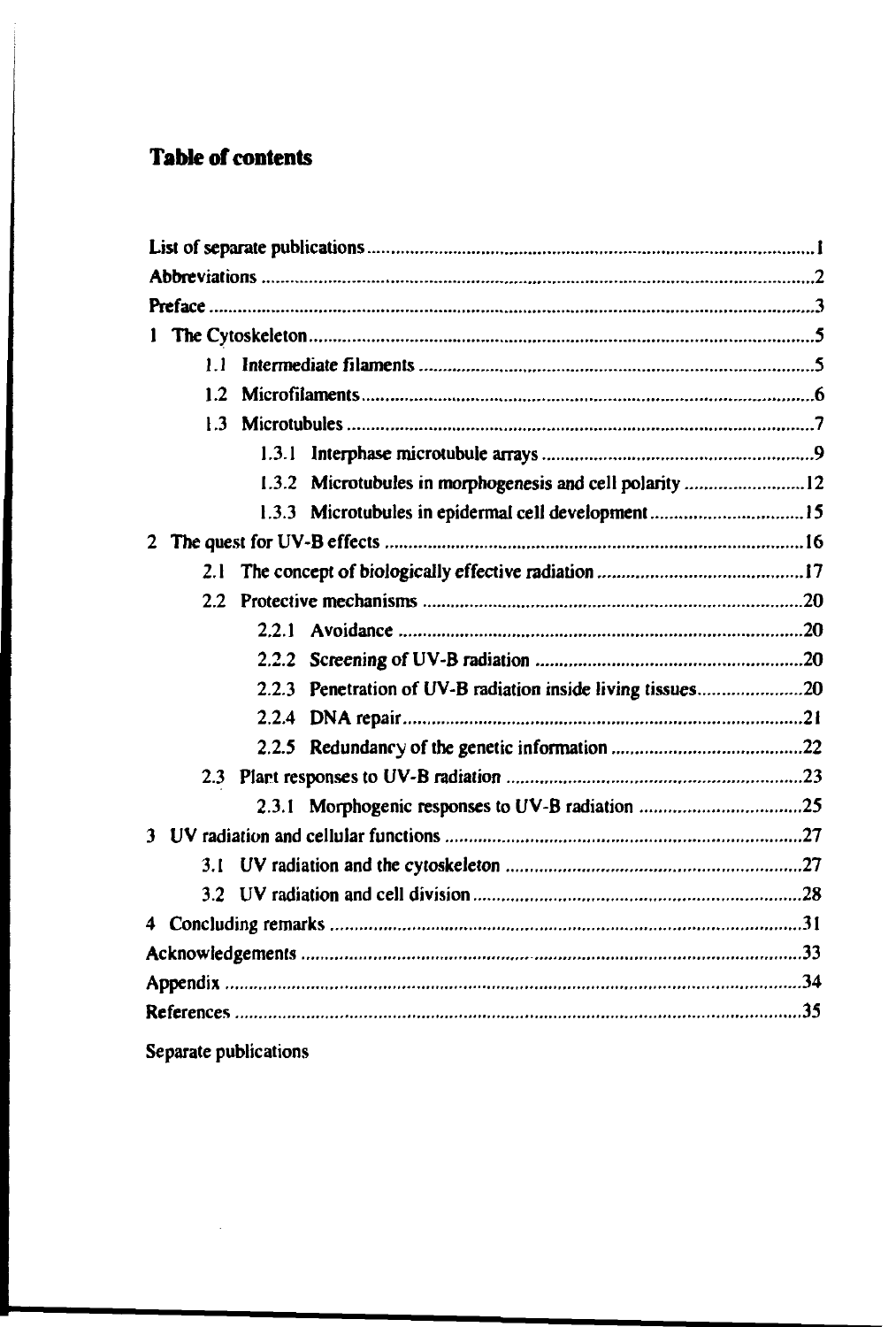## Table of contents

List of separate publications ..... 1
Abbreviations ..... 2
Preface ..... 3
1 The Cytoskeleton ..... 5
  1.1 Intermediate filaments ..... 5
  1.2 Microfilaments ..... 6
  1.3 Microtubules ..... 7
    1.3.1 Interphase microtubule arrays ..... 9
    1.3.2 Microtubules in morphogenesis and cell polarity ..... 12
    1.3.3 Microtubules in epidermal cell development ..... 15
2 The quest for UV-B effects ..... 16
  2.1 The concept of biologically effective radiation ..... 17
  2.2 Protective mechanisms ..... 20
    2.2.1 Avoidance ..... 20
    2.2.2 Screening of UV-B radiation ..... 20
    2.2.3 Penetration of UV-B radiation inside living tissues ..... 20
    2.2.4 DNA repair ..... 21
    2.2.5 Redundancy of the genetic information ..... 22
  2.3 Plant responses to UV-B radiation ..... 23
    2.3.1 Morphogenic responses to UV-B radiation ..... 25
3 UV radiation and cellular functions ..... 27
  3.1 UV radiation and the cytoskeleton ..... 27
  3.2 UV radiation and cell division ..... 28
4 Concluding remarks ..... 31
Acknowledgements ..... 33
Appendix ..... 34
References ..... 35

Separate publications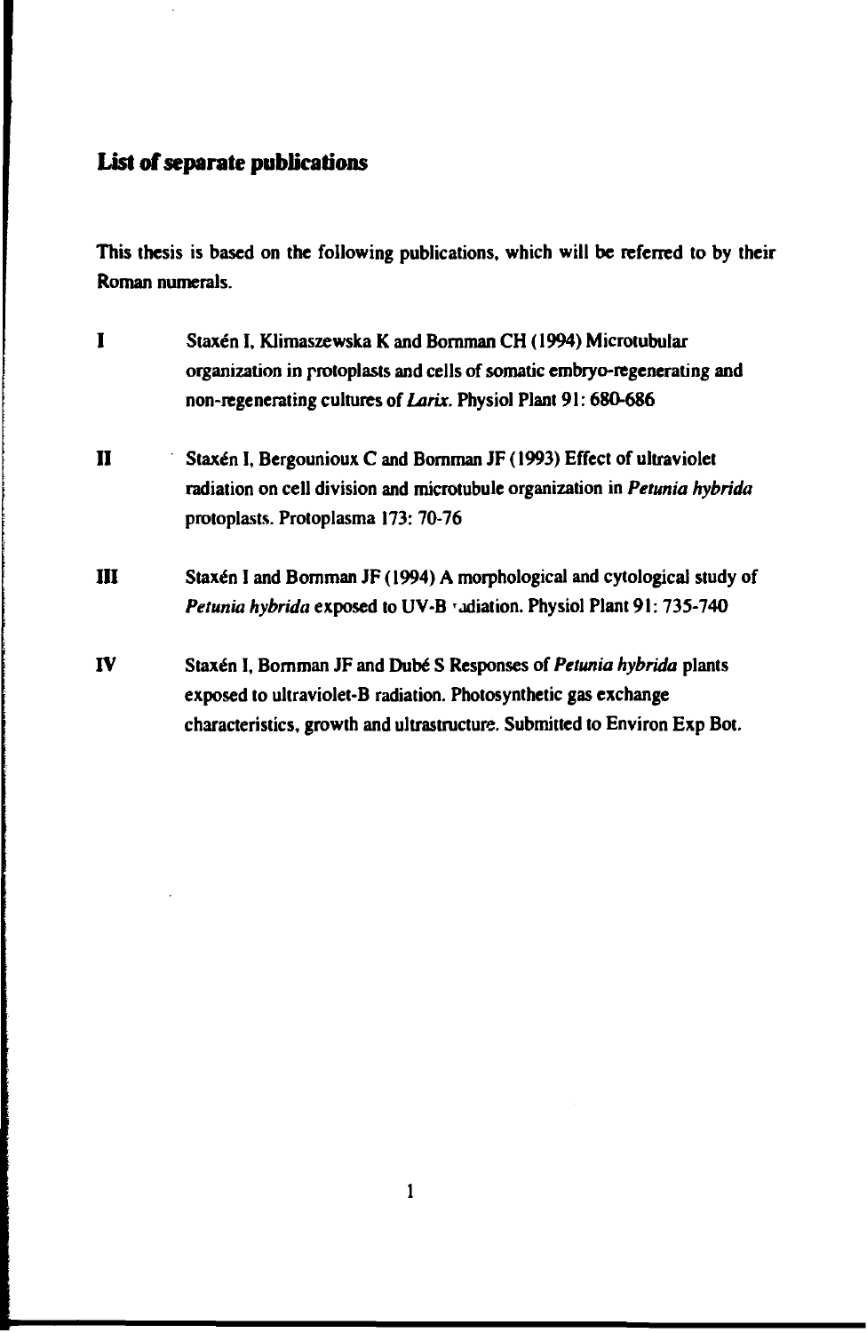## List of separate publications

This thesis is based on the following publications, which will be referred to by their Roman numerals.

**I** Staxén I, Klimaszewska K and Bornman CH (1994) Microtubular organization in protoplasts and cells of somatic embryo-regenerating and non-regenerating cultures of *Larix*. Physiol Plant 91: 680-686

**II** Staxén I, Bergounioux C and Bornman JF (1993) Effect of ultraviolet radiation on cell division and microtubule organization in *Petunia hybrida* protoplasts. Protoplasma 173: 70-76

**III** Staxén I and Bornman JF (1994) A morphological and cytological study of *Petunia hybrida* exposed to UV-B radiation. Physiol Plant 91: 735-740

**IV** Staxén I, Bornman JF and Dubé S Responses of *Petunia hybrida* plants exposed to ultraviolet-B radiation. Photosynthetic gas exchange characteristics, growth and ultrastructure. Submitted to Environ Exp Bot.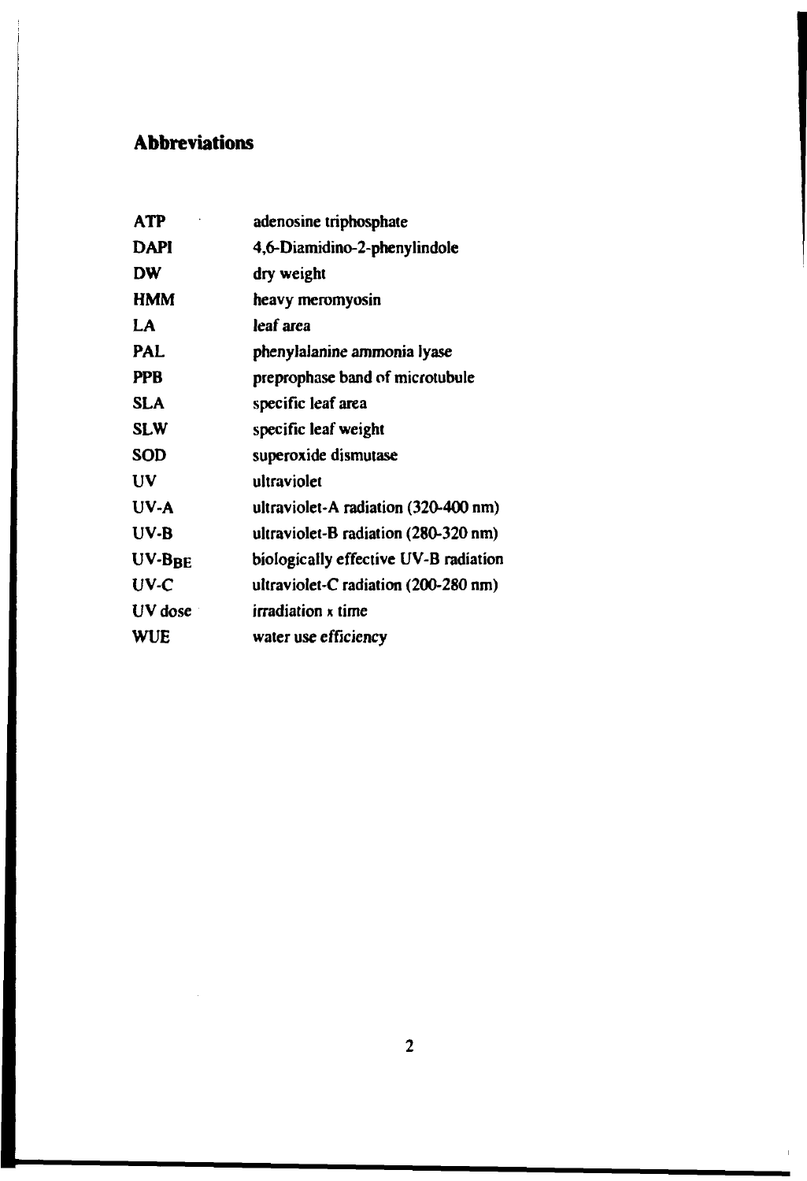# Abbreviations

| | |
|---|---|
| **ATP** | adenosine triphosphate |
| **DAPI** | 4,6-Diamidino-2-phenylindole |
| **DW** | dry weight |
| **HMM** | heavy meromyosin |
| **LA** | leaf area |
| **PAL** | phenylalanine ammonia lyase |
| **PPB** | preprophase band of microtubule |
| **SLA** | specific leaf area |
| **SLW** | specific leaf weight |
| **SOD** | superoxide dismutase |
| **UV** | ultraviolet |
| **UV-A** | ultraviolet-A radiation (320-400 nm) |
| **UV-B** | ultraviolet-B radiation (280-320 nm) |
| **UV-$B_{BE}$** | biologically effective UV-B radiation |
| **UV-C** | ultraviolet-C radiation (200-280 nm) |
| **UV dose** | irradiation x time |
| **WUE** | water use efficiency |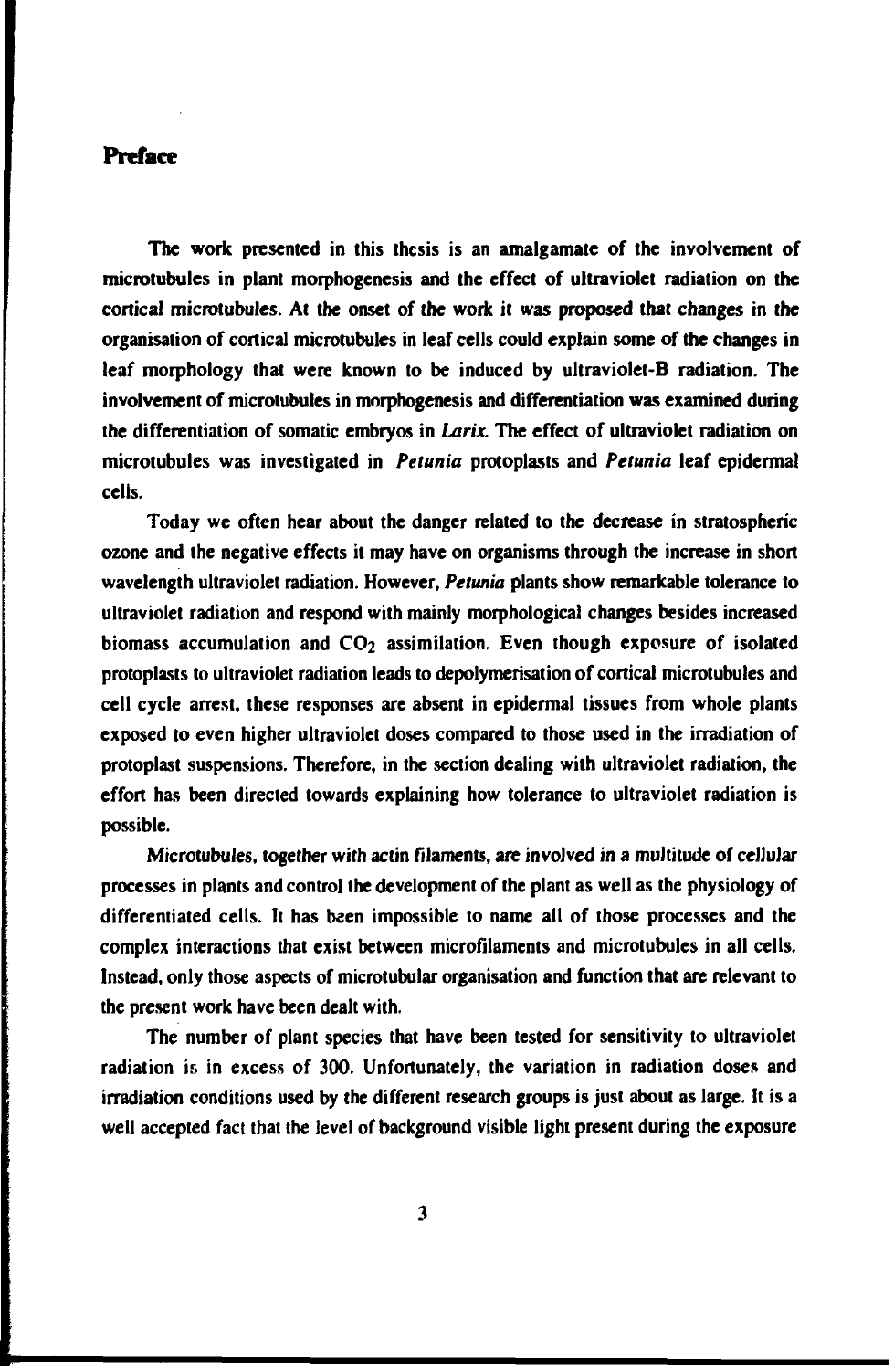## Preface

The work presented in this thesis is an amalgamate of the involvement of microtubules in plant morphogenesis and the effect of ultraviolet radiation on the cortical microtubules. At the onset of the work it was proposed that changes in the organisation of cortical microtubules in leaf cells could explain some of the changes in leaf morphology that were known to be induced by ultraviolet-B radiation. The involvement of microtubules in morphogenesis and differentiation was examined during the differentiation of somatic embryos in *Larix*. The effect of ultraviolet radiation on microtubules was investigated in *Petunia* protoplasts and *Petunia* leaf epidermal cells.

Today we often hear about the danger related to the decrease in stratospheric ozone and the negative effects it may have on organisms through the increase in short wavelength ultraviolet radiation. However, *Petunia* plants show remarkable tolerance to ultraviolet radiation and respond with mainly morphological changes besides increased biomass accumulation and $CO_2$ assimilation. Even though exposure of isolated protoplasts to ultraviolet radiation leads to depolymerisation of cortical microtubules and cell cycle arrest, these responses are absent in epidermal tissues from whole plants exposed to even higher ultraviolet doses compared to those used in the irradiation of protoplast suspensions. Therefore, in the section dealing with ultraviolet radiation, the effort has been directed towards explaining how tolerance to ultraviolet radiation is possible.

Microtubules, together with actin filaments, are involved in a multitude of cellular processes in plants and control the development of the plant as well as the physiology of differentiated cells. It has been impossible to name all of those processes and the complex interactions that exist between microfilaments and microtubules in all cells. Instead, only those aspects of microtubular organisation and function that are relevant to the present work have been dealt with.

The number of plant species that have been tested for sensitivity to ultraviolet radiation is in excess of 300. Unfortunately, the variation in radiation doses and irradiation conditions used by the different research groups is just about as large. It is a well accepted fact that the level of background visible light present during the exposure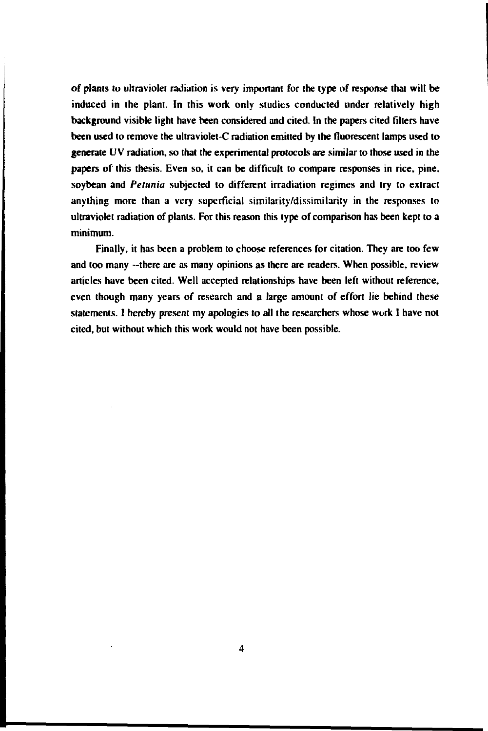of plants to ultraviolet radiation is very important for the type of response that will be induced in the plant. In this work only studies conducted under relatively high background visible light have been considered and cited. In the papers cited filters have been used to remove the ultraviolet-C radiation emitted by the fluorescent lamps used to generate UV radiation, so that the experimental protocols are similar to those used in the papers of this thesis. Even so, it can be difficult to compare responses in rice, pine, soybean and *Petunia* subjected to different irradiation regimes and try to extract anything more than a very superficial similarity/dissimilarity in the responses to ultraviolet radiation of plants. For this reason this type of comparison has been kept to a minimum.

Finally, it has been a problem to choose references for citation. They are too few and too many --there are as many opinions as there are readers. When possible, review articles have been cited. Well accepted relationships have been left without reference, even though many years of research and a large amount of effort lie behind these statements. I hereby present my apologies to all the researchers whose work I have not cited, but without which this work would not have been possible.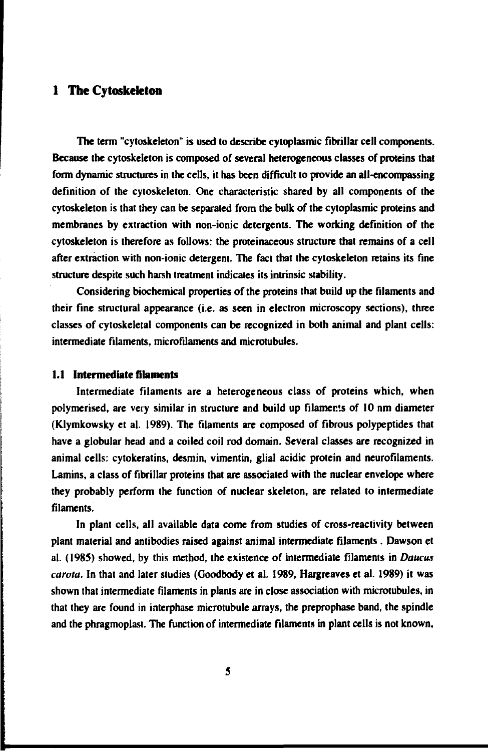# 1 The Cytoskeleton

The term "cytoskeleton" is used to describe cytoplasmic fibrillar cell components. Because the cytoskeleton is composed of several heterogeneous classes of proteins that form dynamic structures in the cells, it has been difficult to provide an all-encompassing definition of the cytoskeleton. One characteristic shared by all components of the cytoskeleton is that they can be separated from the bulk of the cytoplasmic proteins and membranes by extraction with non-ionic detergents. The working definition of the cytoskeleton is therefore as follows: the proteinaceous structure that remains of a cell after extraction with non-ionic detergent. The fact that the cytoskeleton retains its fine structure despite such harsh treatment indicates its intrinsic stability.

Considering biochemical properties of the proteins that build up the filaments and their fine structural appearance (i.e. as seen in electron microscopy sections), three classes of cytoskeletal components can be recognized in both animal and plant cells: intermediate filaments, microfilaments and microtubules.

## 1.1 Intermediate filaments

Intermediate filaments are a heterogeneous class of proteins which, when polymerised, are very similar in structure and build up filaments of 10 nm diameter (Klymkowsky et al. 1989). The filaments are composed of fibrous polypeptides that have a globular head and a coiled coil rod domain. Several classes are recognized in animal cells: cytokeratins, desmin, vimentin, glial acidic protein and neurofilaments. Lamins, a class of fibrillar proteins that are associated with the nuclear envelope where they probably perform the function of nuclear skeleton, are related to intermediate filaments.

In plant cells, all available data come from studies of cross-reactivity between plant material and antibodies raised against animal intermediate filaments . Dawson et al. (1985) showed, by this method, the existence of intermediate filaments in *Daucus carota*. In that and later studies (Goodbody et al. 1989, Hargreaves et al. 1989) it was shown that intermediate filaments in plants are in close association with microtubules, in that they are found in interphase microtubule arrays, the preprophase band, the spindle and the phragmoplast. The function of intermediate filaments in plant cells is not known,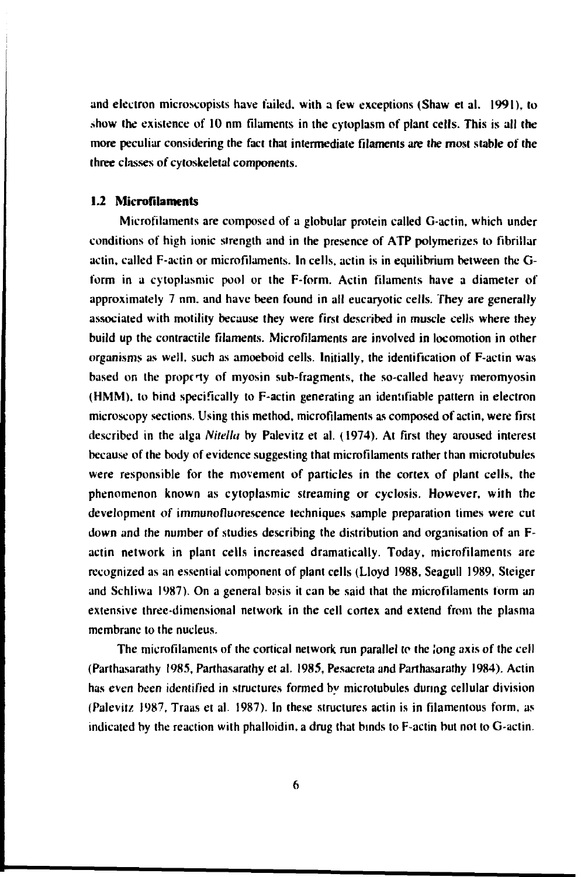and electron microscopists have failed, with a few exceptions (Shaw et al. 1991), to show the existence of 10 nm filaments in the cytoplasm of plant cells. This is all the more peculiar considering the fact that intermediate filaments are the most stable of the three classes of cytoskeletal components.

## 1.2 Microfilaments

Microfilaments are composed of a globular protein called G-actin, which under conditions of high ionic strength and in the presence of ATP polymerizes to fibrillar actin, called F-actin or microfilaments. In cells, actin is in equilibrium between the G-form in a cytoplasmic pool or the F-form. Actin filaments have a diameter of approximately 7 nm. and have been found in all eucaryotic cells. They are generally associated with motility because they were first described in muscle cells where they build up the contractile filaments. Microfilaments are involved in locomotion in other organisms as well, such as amoeboid cells. Initially, the identification of F-actin was based on the property of myosin sub-fragments, the so-called heavy meromyosin (HMM), to bind specifically to F-actin generating an identifiable pattern in electron microscopy sections. Using this method, microfilaments as composed of actin, were first described in the alga *Nitella* by Palevitz et al. (1974). At first they aroused interest because of the body of evidence suggesting that microfilaments rather than microtubules were responsible for the movement of particles in the cortex of plant cells, the phenomenon known as cytoplasmic streaming or cyclosis. However, with the development of immunofluorescence techniques sample preparation times were cut down and the number of studies describing the distribution and organisation of an F-actin network in plant cells increased dramatically. Today, microfilaments are recognized as an essential component of plant cells (Lloyd 1988, Seagull 1989, Steiger and Schliwa 1987). On a general basis it can be said that the microfilaments form an extensive three-dimensional network in the cell cortex and extend from the plasma membrane to the nucleus.

The microfilaments of the cortical network run parallel to the long axis of the cell (Parthasarathy 1985, Parthasarathy et al. 1985, Pesacreta and Parthasarathy 1984). Actin has even been identified in structures formed by microtubules during cellular division (Palevitz 1987, Traas et al. 1987). In these structures actin is in filamentous form, as indicated by the reaction with phalloidin, a drug that binds to F-actin but not to G-actin.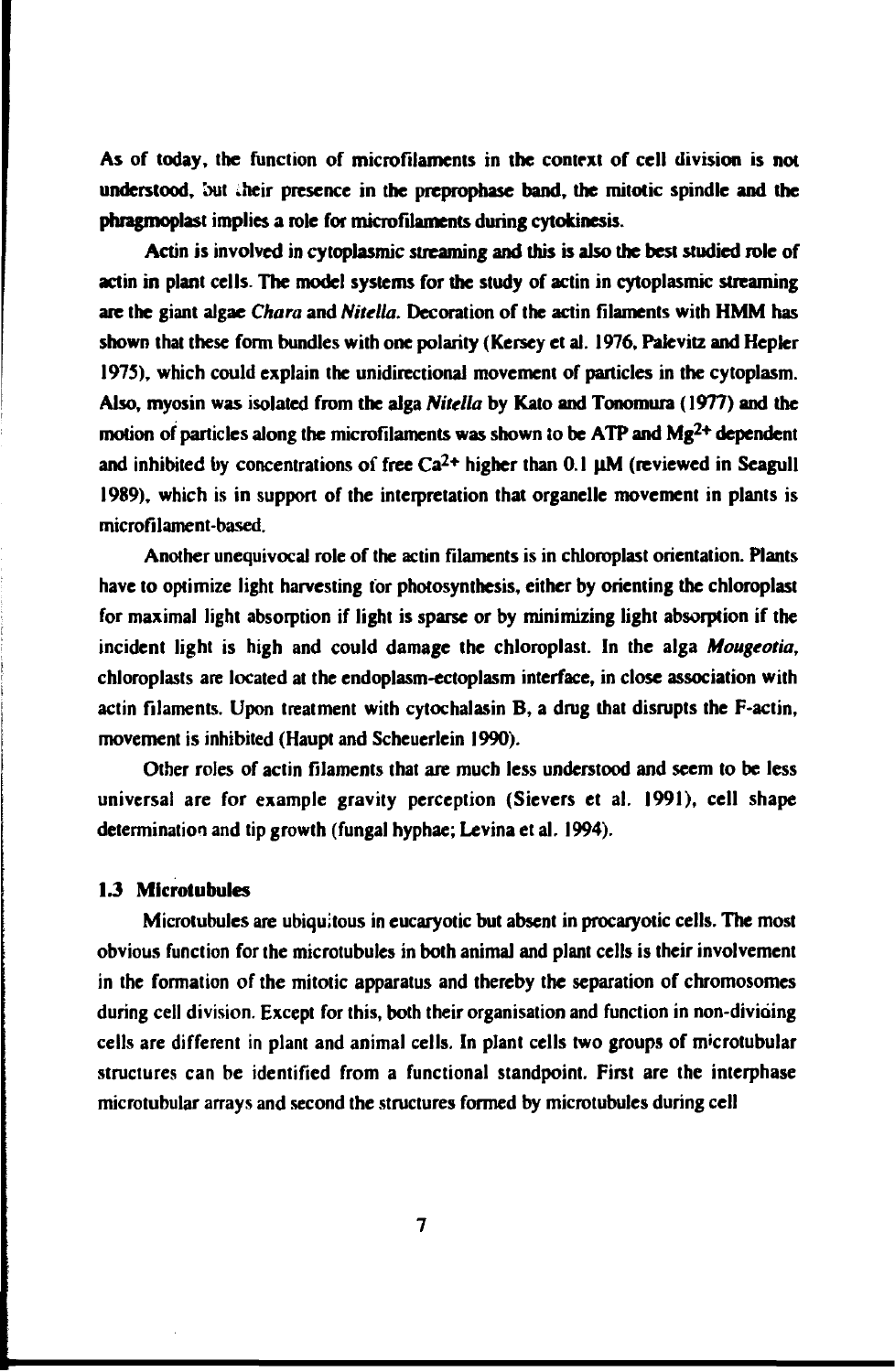As of today, the function of microfilaments in the context of cell division is not understood, but their presence in the preprophase band, the mitotic spindle and the phragmoplast implies a role for microfilaments during cytokinesis.

Actin is involved in cytoplasmic streaming and this is also the best studied role of actin in plant cells. The model systems for the study of actin in cytoplasmic streaming are the giant algae *Chara* and *Nitella*. Decoration of the actin filaments with HMM has shown that these form bundles with one polarity (Kersey et al. 1976, Palevitz and Hepler 1975), which could explain the unidirectional movement of particles in the cytoplasm. Also, myosin was isolated from the alga *Nitella* by Kato and Tonomura (1977) and the motion of particles along the microfilaments was shown to be ATP and $Mg^{2+}$ dependent and inhibited by concentrations of free $Ca^{2+}$ higher than 0.1 µM (reviewed in Seagull 1989), which is in support of the interpretation that organelle movement in plants is microfilament-based.

Another unequivocal role of the actin filaments is in chloroplast orientation. Plants have to optimize light harvesting for photosynthesis, either by orienting the chloroplast for maximal light absorption if light is sparse or by minimizing light absorption if the incident light is high and could damage the chloroplast. In the alga *Mougeotia*, chloroplasts are located at the endoplasm-ectoplasm interface, in close association with actin filaments. Upon treatment with cytochalasin B, a drug that disrupts the F-actin, movement is inhibited (Haupt and Scheuerlein 1990).

Other roles of actin filaments that are much less understood and seem to be less universal are for example gravity perception (Sievers et al. 1991), cell shape determination and tip growth (fungal hyphae; Levina et al. 1994).

### 1.3 Microtubules

Microtubules are ubiquitous in eucaryotic but absent in procaryotic cells. The most obvious function for the microtubules in both animal and plant cells is their involvement in the formation of the mitotic apparatus and thereby the separation of chromosomes during cell division. Except for this, both their organisation and function in non-dividing cells are different in plant and animal cells. In plant cells two groups of microtubular structures can be identified from a functional standpoint. First are the interphase microtubular arrays and second the structures formed by microtubules during cell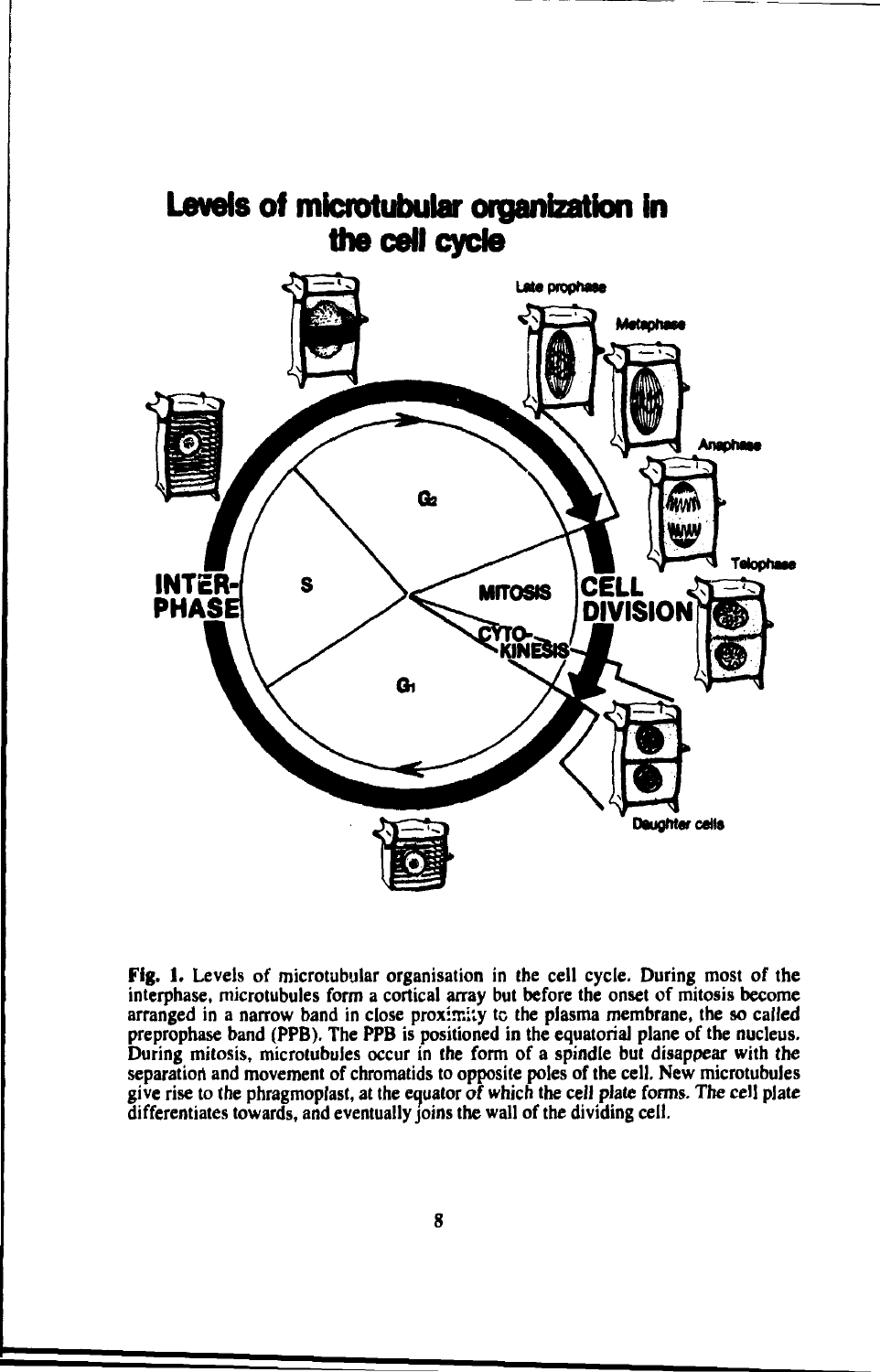## Levels of microtubular organization in the cell cycle

**Fig. 1.** Levels of microtubular organisation in the cell cycle. During most of the interphase, microtubules form a cortical array but before the onset of mitosis become arranged in a narrow band in close proximity to the plasma membrane, the so called preprophase band (PPB). The PPB is positioned in the equatorial plane of the nucleus. During mitosis, microtubules occur in the form of a spindle but disappear with the separation and movement of chromatids to opposite poles of the cell. New microtubules give rise to the phragmoplast, at the equator of which the cell plate forms. The cell plate differentiates towards, and eventually joins the wall of the dividing cell.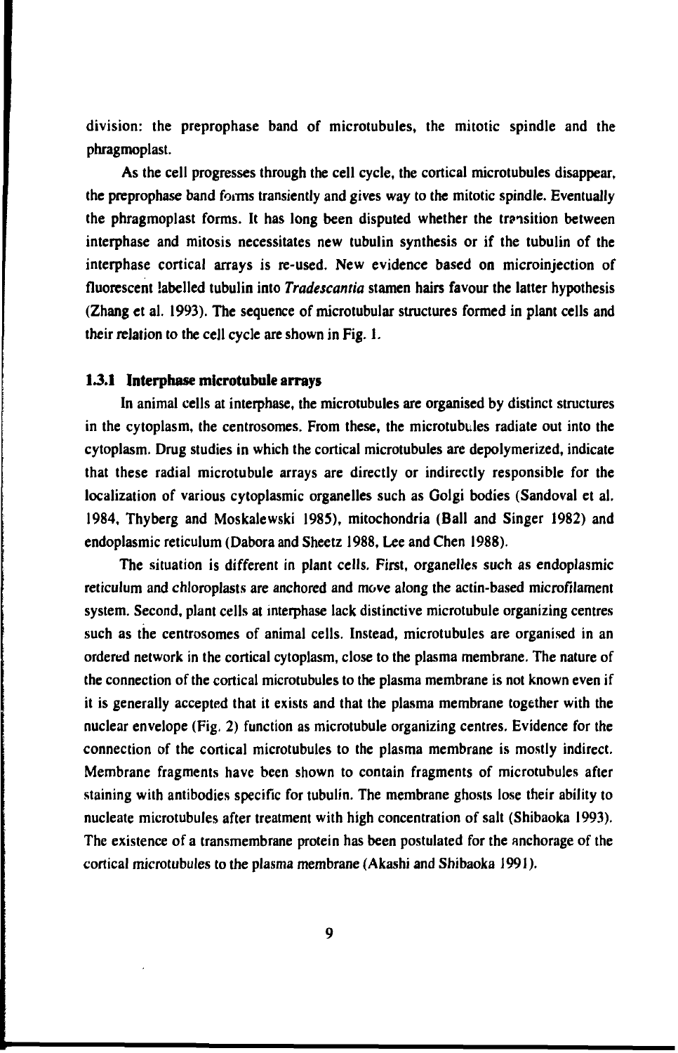division: the preprophase band of microtubules, the mitotic spindle and the phragmoplast.

As the cell progresses through the cell cycle, the cortical microtubules disappear, the preprophase band forms transiently and gives way to the mitotic spindle. Eventually the phragmoplast forms. It has long been disputed whether the transition between interphase and mitosis necessitates new tubulin synthesis or if the tubulin of the interphase cortical arrays is re-used. New evidence based on microinjection of fluorescent labelled tubulin into *Tradescantia* stamen hairs favour the latter hypothesis (Zhang et al. 1993). The sequence of microtubular structures formed in plant cells and their relation to the cell cycle are shown in Fig. 1.

### 1.3.1 Interphase microtubule arrays

In animal cells at interphase, the microtubules are organised by distinct structures in the cytoplasm, the centrosomes. From these, the microtubules radiate out into the cytoplasm. Drug studies in which the cortical microtubules are depolymerized, indicate that these radial microtubule arrays are directly or indirectly responsible for the localization of various cytoplasmic organelles such as Golgi bodies (Sandoval et al. 1984, Thyberg and Moskalewski 1985), mitochondria (Ball and Singer 1982) and endoplasmic reticulum (Dabora and Sheetz 1988, Lee and Chen 1988).

The situation is different in plant cells. First, organelles such as endoplasmic reticulum and chloroplasts are anchored and move along the actin-based microfilament system. Second, plant cells at interphase lack distinctive microtubule organizing centres such as the centrosomes of animal cells. Instead, microtubules are organised in an ordered network in the cortical cytoplasm, close to the plasma membrane. The nature of the connection of the cortical microtubules to the plasma membrane is not known even if it is generally accepted that it exists and that the plasma membrane together with the nuclear envelope (Fig. 2) function as microtubule organizing centres. Evidence for the connection of the cortical microtubules to the plasma membrane is mostly indirect. Membrane fragments have been shown to contain fragments of microtubules after staining with antibodies specific for tubulin. The membrane ghosts lose their ability to nucleate microtubules after treatment with high concentration of salt (Shibaoka 1993). The existence of a transmembrane protein has been postulated for the anchorage of the cortical microtubules to the plasma membrane (Akashi and Shibaoka 1991).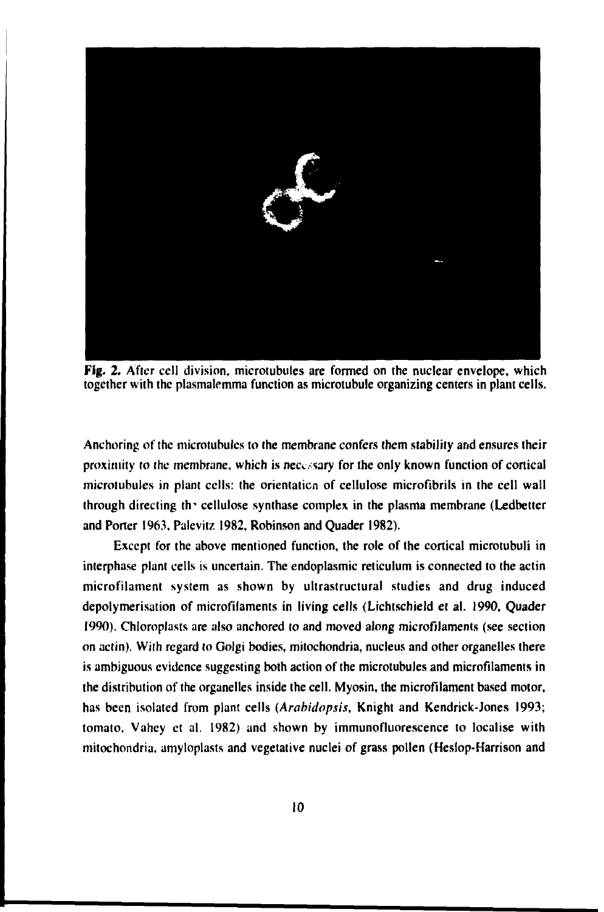**Fig. 2.** After cell division, microtubules are formed on the nuclear envelope, which together with the plasmalemma function as microtubule organizing centers in plant cells.

Anchoring of the microtubules to the membrane confers them stability and ensures their proximity to the membrane, which is necessary for the only known function of cortical microtubules in plant cells: the orientation of cellulose microfibrils in the cell wall through directing the cellulose synthase complex in the plasma membrane (Ledbetter and Porter 1963, Palevitz 1982, Robinson and Quader 1982).

Except for the above mentioned function, the role of the cortical microtubuli in interphase plant cells is uncertain. The endoplasmic reticulum is connected to the actin microfilament system as shown by ultrastructural studies and drug induced depolymerisation of microfilaments in living cells (Lichtschield et al. 1990, Quader 1990). Chloroplasts are also anchored to and moved along microfilaments (see section on actin). With regard to Golgi bodies, mitochondria, nucleus and other organelles there is ambiguous evidence suggesting both action of the microtubules and microfilaments in the distribution of the organelles inside the cell. Myosin, the microfilament based motor, has been isolated from plant cells (*Arabidopsis*, Knight and Kendrick-Jones 1993; tomato, Vahey et al. 1982) and shown by immunofluorescence to localise with mitochondria, amyloplasts and vegetative nuclei of grass pollen (Heslop-Harrison and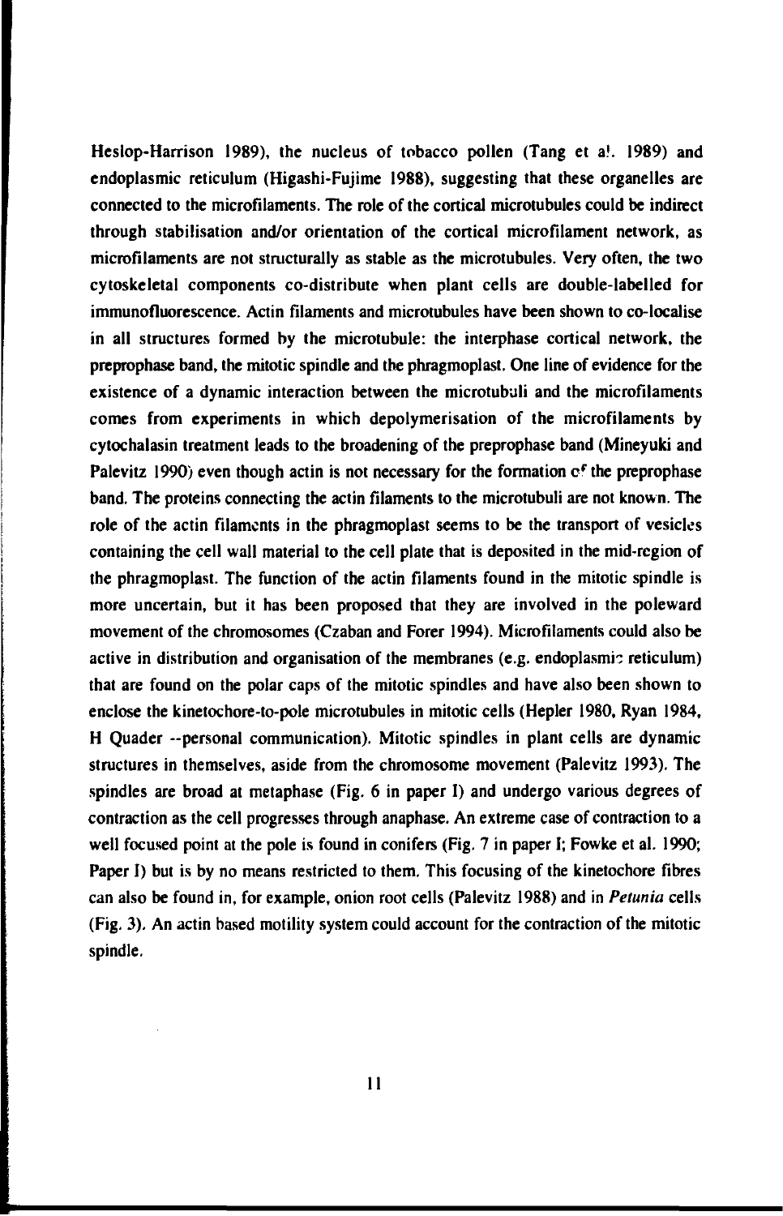Heslop-Harrison 1989), the nucleus of tobacco pollen (Tang et al. 1989) and endoplasmic reticulum (Higashi-Fujime 1988), suggesting that these organelles are connected to the microfilaments. The role of the cortical microtubules could be indirect through stabilisation and/or orientation of the cortical microfilament network, as microfilaments are not structurally as stable as the microtubules. Very often, the two cytoskeletal components co-distribute when plant cells are double-labelled for immunofluorescence. Actin filaments and microtubules have been shown to co-localise in all structures formed by the microtubule: the interphase cortical network, the preprophase band, the mitotic spindle and the phragmoplast. One line of evidence for the existence of a dynamic interaction between the microtubuli and the microfilaments comes from experiments in which depolymerisation of the microfilaments by cytochalasin treatment leads to the broadening of the preprophase band (Mineyuki and Palevitz 1990) even though actin is not necessary for the formation of the preprophase band. The proteins connecting the actin filaments to the microtubuli are not known. The role of the actin filaments in the phragmoplast seems to be the transport of vesicles containing the cell wall material to the cell plate that is deposited in the mid-region of the phragmoplast. The function of the actin filaments found in the mitotic spindle is more uncertain, but it has been proposed that they are involved in the poleward movement of the chromosomes (Czaban and Forer 1994). Microfilaments could also be active in distribution and organisation of the membranes (e.g. endoplasmic reticulum) that are found on the polar caps of the mitotic spindles and have also been shown to enclose the kinetochore-to-pole microtubules in mitotic cells (Hepler 1980, Ryan 1984, H Quader --personal communication). Mitotic spindles in plant cells are dynamic structures in themselves, aside from the chromosome movement (Palevitz 1993). The spindles are broad at metaphase (Fig. 6 in paper I) and undergo various degrees of contraction as the cell progresses through anaphase. An extreme case of contraction to a well focused point at the pole is found in conifers (Fig. 7 in paper I; Fowke et al. 1990; Paper I) but is by no means restricted to them. This focusing of the kinetochore fibres can also be found in, for example, onion root cells (Palevitz 1988) and in *Petunia* cells (Fig. 3). An actin based motility system could account for the contraction of the mitotic spindle.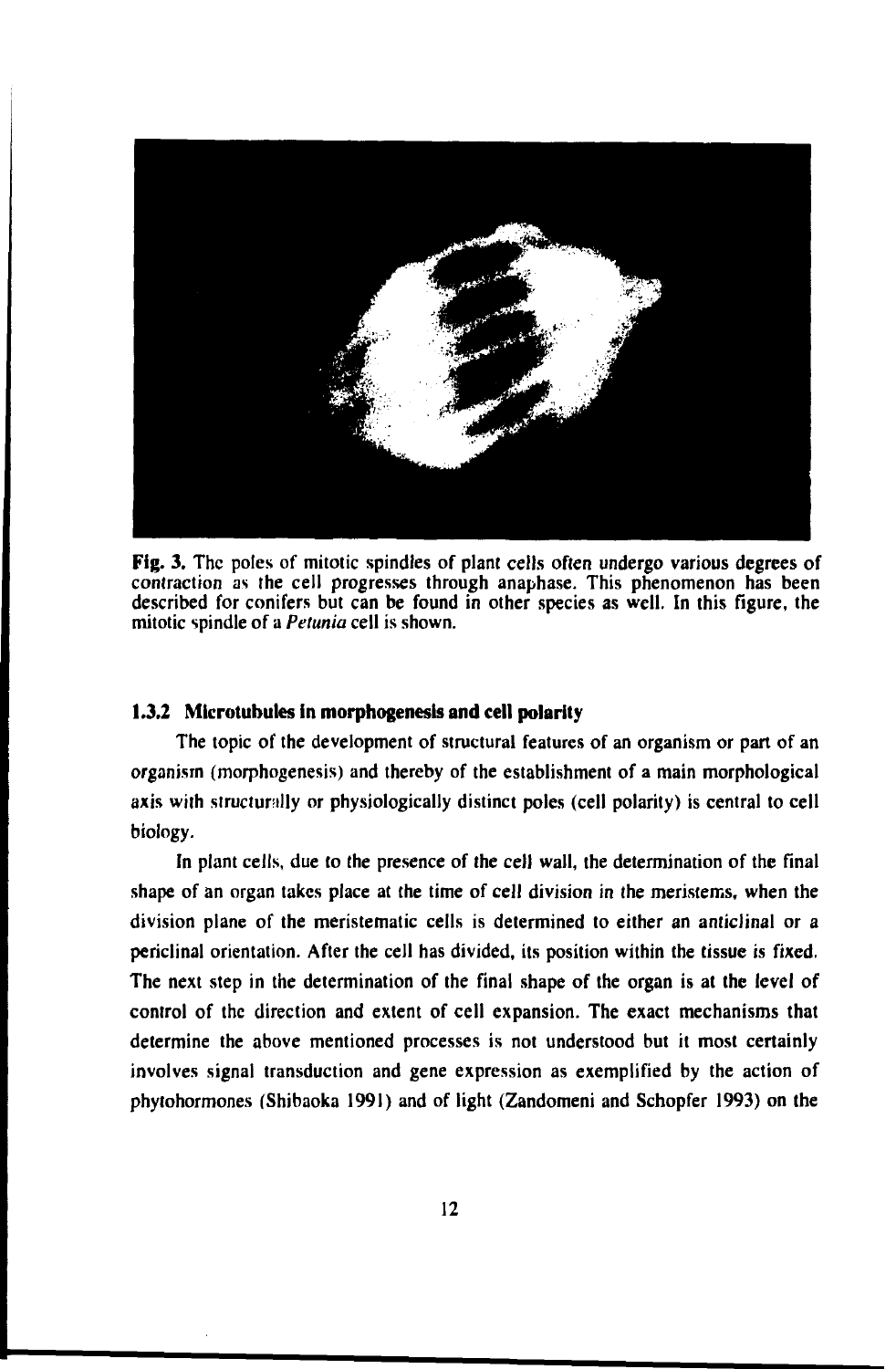**Fig. 3.** The poles of mitotic spindles of plant cells often undergo various degrees of contraction as the cell progresses through anaphase. This phenomenon has been described for conifers but can be found in other species as well. In this figure, the mitotic spindle of a *Petunia* cell is shown.

### 1.3.2 Microtubules in morphogenesis and cell polarity

The topic of the development of structural features of an organism or part of an organism (morphogenesis) and thereby of the establishment of a main morphological axis with structurally or physiologically distinct poles (cell polarity) is central to cell biology.

In plant cells, due to the presence of the cell wall, the determination of the final shape of an organ takes place at the time of cell division in the meristems, when the division plane of the meristematic cells is determined to either an anticlinal or a periclinal orientation. After the cell has divided, its position within the tissue is fixed. The next step in the determination of the final shape of the organ is at the level of control of the direction and extent of cell expansion. The exact mechanisms that determine the above mentioned processes is not understood but it most certainly involves signal transduction and gene expression as exemplified by the action of phytohormones (Shibaoka 1991) and of light (Zandomeni and Schopfer 1993) on the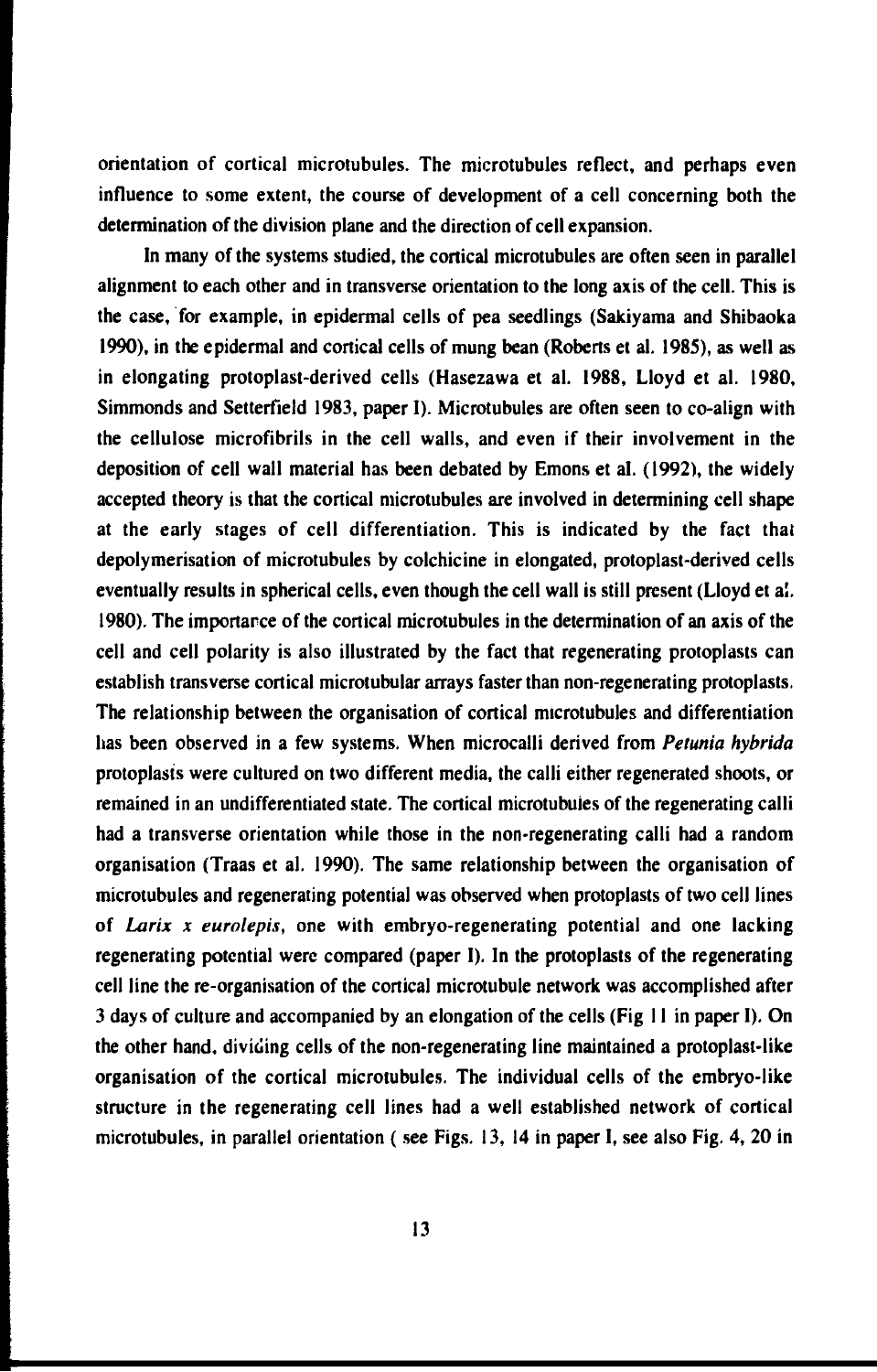orientation of cortical microtubules. The microtubules reflect, and perhaps even influence to some extent, the course of development of a cell concerning both the determination of the division plane and the direction of cell expansion.

In many of the systems studied, the cortical microtubules are often seen in parallel alignment to each other and in transverse orientation to the long axis of the cell. This is the case, for example, in epidermal cells of pea seedlings (Sakiyama and Shibaoka 1990), in the epidermal and cortical cells of mung bean (Roberts et al. 1985), as well as in elongating protoplast-derived cells (Hasezawa et al. 1988, Lloyd et al. 1980, Simmonds and Setterfield 1983, paper I). Microtubules are often seen to co-align with the cellulose microfibrils in the cell walls, and even if their involvement in the deposition of cell wall material has been debated by Emons et al. (1992), the widely accepted theory is that the cortical microtubules are involved in determining cell shape at the early stages of cell differentiation. This is indicated by the fact that depolymerisation of microtubules by colchicine in elongated, protoplast-derived cells eventually results in spherical cells, even though the cell wall is still present (Lloyd et al. 1980). The importance of the cortical microtubules in the determination of an axis of the cell and cell polarity is also illustrated by the fact that regenerating protoplasts can establish transverse cortical microtubular arrays faster than non-regenerating protoplasts. The relationship between the organisation of cortical microtubules and differentiation has been observed in a few systems. When microcalli derived from *Petunia hybrida* protoplasts were cultured on two different media, the calli either regenerated shoots, or remained in an undifferentiated state. The cortical microtubules of the regenerating calli had a transverse orientation while those in the non-regenerating calli had a random organisation (Traas et al. 1990). The same relationship between the organisation of microtubules and regenerating potential was observed when protoplasts of two cell lines of *Larix x eurolepis*, one with embryo-regenerating potential and one lacking regenerating potential were compared (paper I). In the protoplasts of the regenerating cell line the re-organisation of the cortical microtubule network was accomplished after 3 days of culture and accompanied by an elongation of the cells (Fig 11 in paper I). On the other hand, dividing cells of the non-regenerating line maintained a protoplast-like organisation of the cortical microtubules. The individual cells of the embryo-like structure in the regenerating cell lines had a well established network of cortical microtubules, in parallel orientation ( see Figs. 13, 14 in paper I, see also Fig. 4, 20 in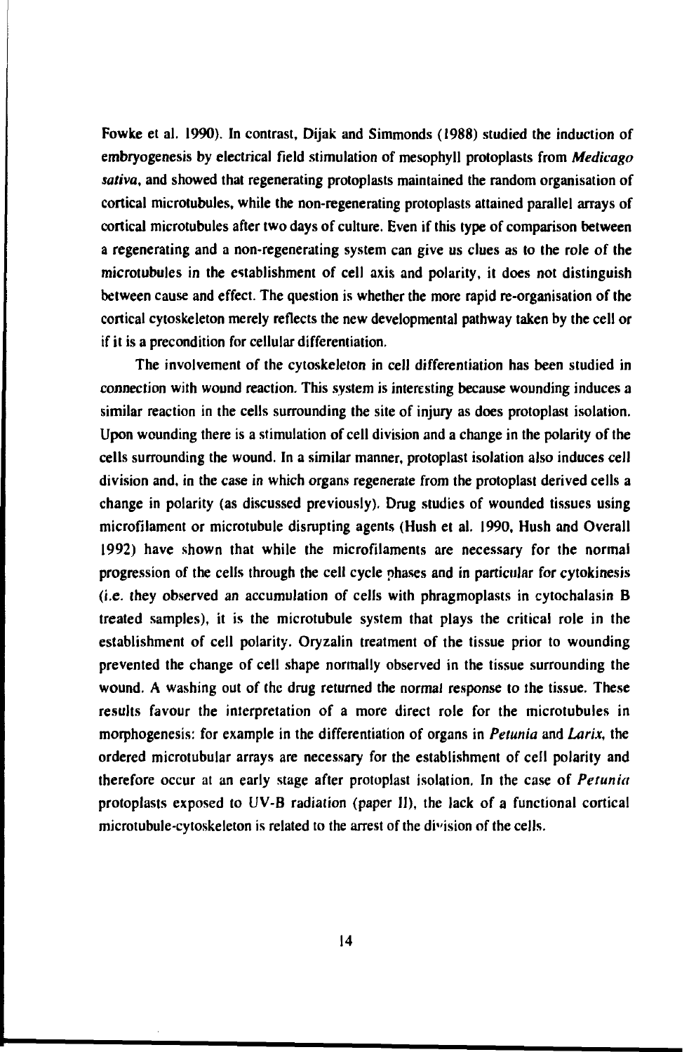Fowke et al. 1990). In contrast, Dijak and Simmonds (1988) studied the induction of embryogenesis by electrical field stimulation of mesophyll protoplasts from *Medicago sativa*, and showed that regenerating protoplasts maintained the random organisation of cortical microtubules, while the non-regenerating protoplasts attained parallel arrays of cortical microtubules after two days of culture. Even if this type of comparison between a regenerating and a non-regenerating system can give us clues as to the role of the microtubules in the establishment of cell axis and polarity, it does not distinguish between cause and effect. The question is whether the more rapid re-organisation of the cortical cytoskeleton merely reflects the new developmental pathway taken by the cell or if it is a precondition for cellular differentiation.

The involvement of the cytoskeleton in cell differentiation has been studied in connection with wound reaction. This system is interesting because wounding induces a similar reaction in the cells surrounding the site of injury as does protoplast isolation. Upon wounding there is a stimulation of cell division and a change in the polarity of the cells surrounding the wound. In a similar manner, protoplast isolation also induces cell division and, in the case in which organs regenerate from the protoplast derived cells a change in polarity (as discussed previously). Drug studies of wounded tissues using microfilament or microtubule disrupting agents (Hush et al. 1990, Hush and Overall 1992) have shown that while the microfilaments are necessary for the normal progression of the cells through the cell cycle phases and in particular for cytokinesis (i.e. they observed an accumulation of cells with phragmoplasts in cytochalasin B treated samples), it is the microtubule system that plays the critical role in the establishment of cell polarity. Oryzalin treatment of the tissue prior to wounding prevented the change of cell shape normally observed in the tissue surrounding the wound. A washing out of the drug returned the normal response to the tissue. These results favour the interpretation of a more direct role for the microtubules in morphogenesis: for example in the differentiation of organs in *Petunia* and *Larix*, the ordered microtubular arrays are necessary for the establishment of cell polarity and therefore occur at an early stage after protoplast isolation. In the case of *Petunia* protoplasts exposed to UV-B radiation (paper II), the lack of a functional cortical microtubule-cytoskeleton is related to the arrest of the division of the cells.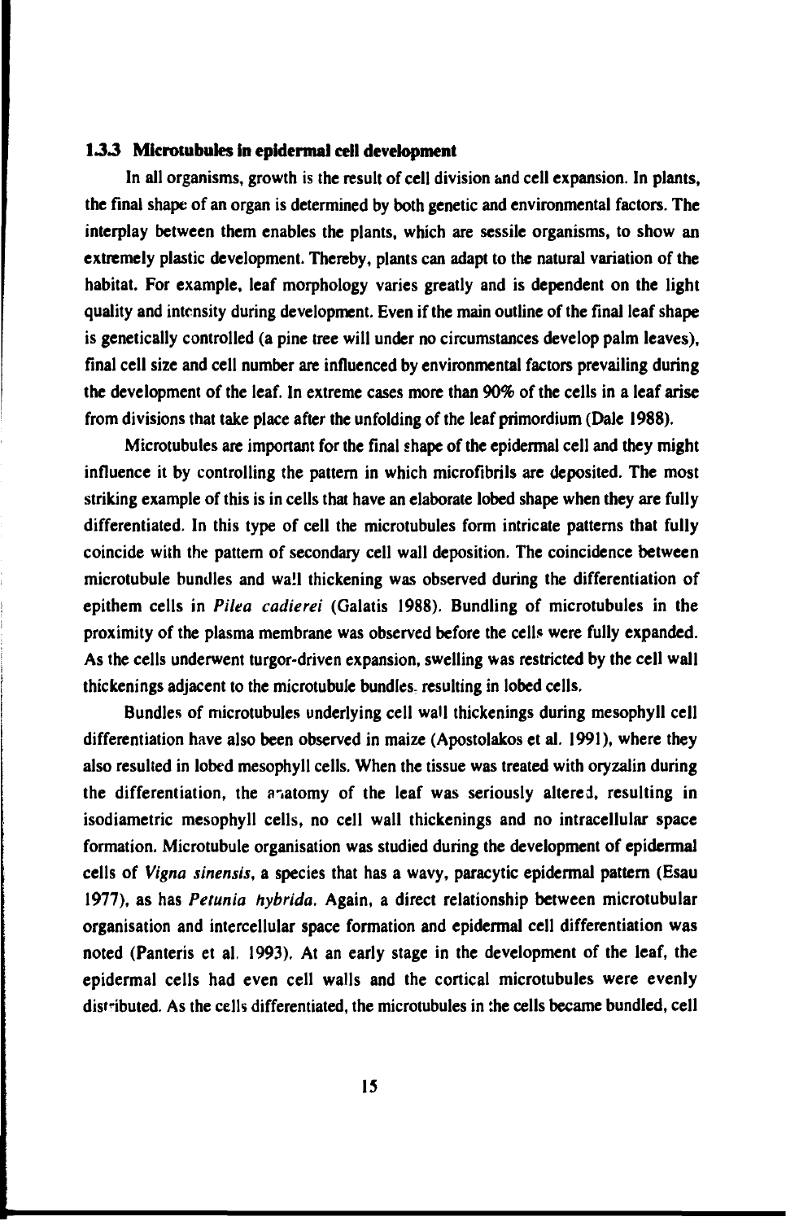### 1.3.3 Microtubules in epidermal cell development

In all organisms, growth is the result of cell division and cell expansion. In plants, the final shape of an organ is determined by both genetic and environmental factors. The interplay between them enables the plants, which are sessile organisms, to show an extremely plastic development. Thereby, plants can adapt to the natural variation of the habitat. For example, leaf morphology varies greatly and is dependent on the light quality and intensity during development. Even if the main outline of the final leaf shape is genetically controlled (a pine tree will under no circumstances develop palm leaves), final cell size and cell number are influenced by environmental factors prevailing during the development of the leaf. In extreme cases more than 90% of the cells in a leaf arise from divisions that take place after the unfolding of the leaf primordium (Dale 1988).

Microtubules are important for the final shape of the epidermal cell and they might influence it by controlling the pattern in which microfibrils are deposited. The most striking example of this is in cells that have an elaborate lobed shape when they are fully differentiated. In this type of cell the microtubules form intricate patterns that fully coincide with the pattern of secondary cell wall deposition. The coincidence between microtubule bundles and wall thickening was observed during the differentiation of epithem cells in *Pilea cadierei* (Galatis 1988). Bundling of microtubules in the proximity of the plasma membrane was observed before the cells were fully expanded. As the cells underwent turgor-driven expansion, swelling was restricted by the cell wall thickenings adjacent to the microtubule bundles, resulting in lobed cells.

Bundles of microtubules underlying cell wall thickenings during mesophyll cell differentiation have also been observed in maize (Apostolakos et al. 1991), where they also resulted in lobed mesophyll cells. When the tissue was treated with oryzalin during the differentiation, the anatomy of the leaf was seriously altered, resulting in isodiametric mesophyll cells, no cell wall thickenings and no intracellular space formation. Microtubule organisation was studied during the development of epidermal cells of *Vigna sinensis*, a species that has a wavy, paracytic epidermal pattern (Esau 1977), as has *Petunia hybrida*. Again, a direct relationship between microtubular organisation and intercellular space formation and epidermal cell differentiation was noted (Panteris et al. 1993). At an early stage in the development of the leaf, the epidermal cells had even cell walls and the cortical microtubules were evenly distributed. As the cells differentiated, the microtubules in the cells became bundled, cell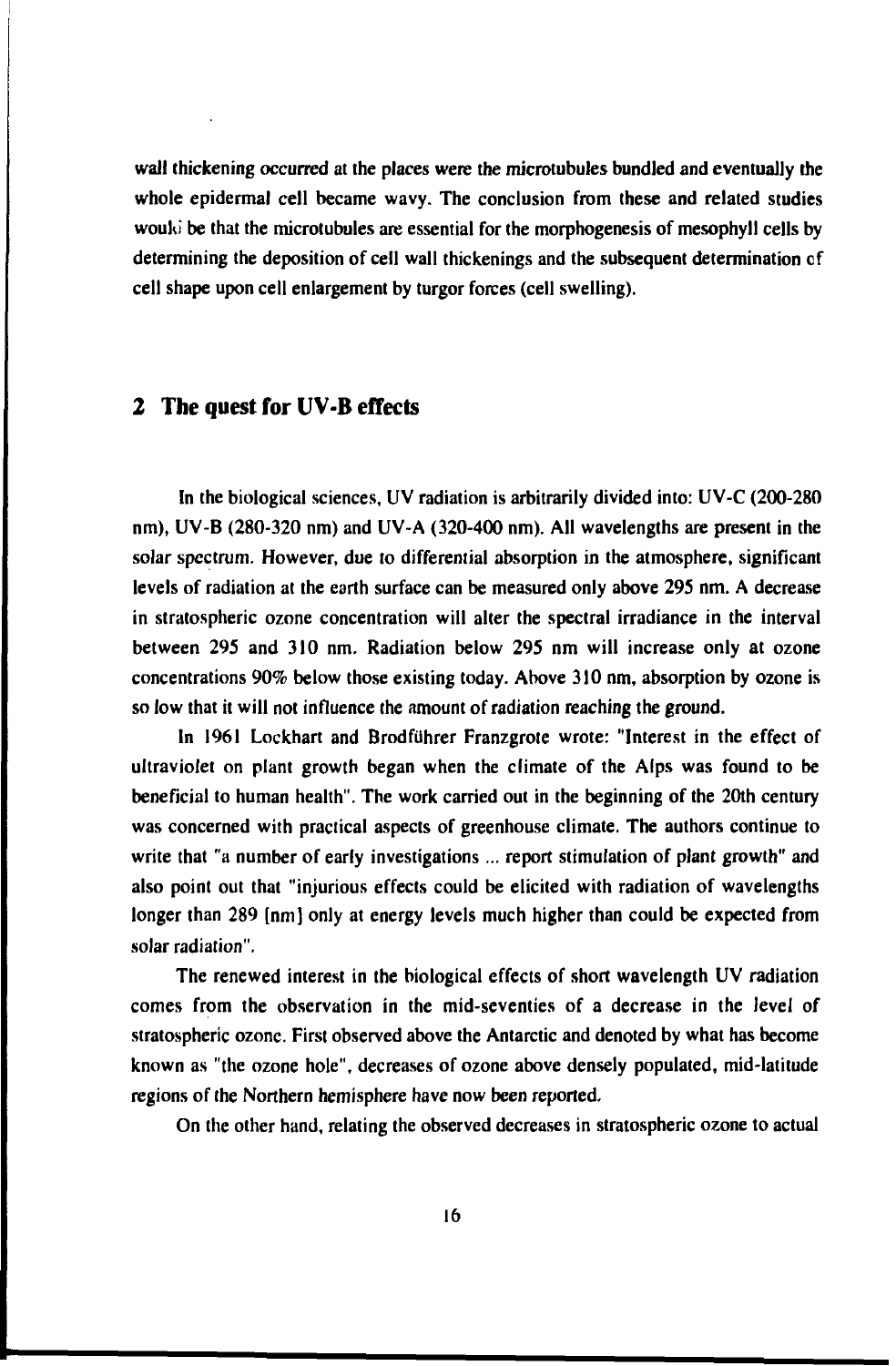wall thickening occurred at the places were the microtubules bundled and eventually the whole epidermal cell became wavy. The conclusion from these and related studies would be that the microtubules are essential for the morphogenesis of mesophyll cells by determining the deposition of cell wall thickenings and the subsequent determination of cell shape upon cell enlargement by turgor forces (cell swelling).

## 2 The quest for UV-B effects

In the biological sciences, UV radiation is arbitrarily divided into: UV-C (200-280 nm), UV-B (280-320 nm) and UV-A (320-400 nm). All wavelengths are present in the solar spectrum. However, due to differential absorption in the atmosphere, significant levels of radiation at the earth surface can be measured only above 295 nm. A decrease in stratospheric ozone concentration will alter the spectral irradiance in the interval between 295 and 310 nm. Radiation below 295 nm will increase only at ozone concentrations 90% below those existing today. Above 310 nm, absorption by ozone is so low that it will not influence the amount of radiation reaching the ground.

In 1961 Lockhart and Brodführer Franzgrote wrote: "Interest in the effect of ultraviolet on plant growth began when the climate of the Alps was found to be beneficial to human health". The work carried out in the beginning of the 20th century was concerned with practical aspects of greenhouse climate. The authors continue to write that "a number of early investigations ... report stimulation of plant growth" and also point out that "injurious effects could be elicited with radiation of wavelengths longer than 289 [nm] only at energy levels much higher than could be expected from solar radiation".

The renewed interest in the biological effects of short wavelength UV radiation comes from the observation in the mid-seventies of a decrease in the level of stratospheric ozone. First observed above the Antarctic and denoted by what has become known as "the ozone hole", decreases of ozone above densely populated, mid-latitude regions of the Northern hemisphere have now been reported.

On the other hand, relating the observed decreases in stratospheric ozone to actual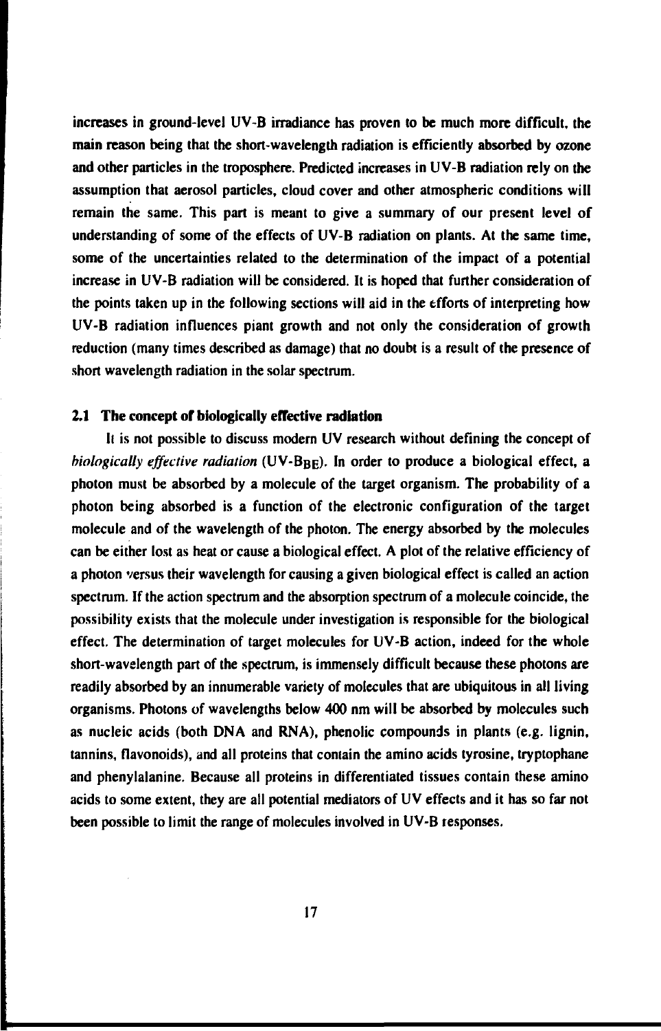increases in ground-level UV-B irradiance has proven to be much more difficult, the main reason being that the short-wavelength radiation is efficiently absorbed by ozone and other particles in the troposphere. Predicted increases in UV-B radiation rely on the assumption that aerosol particles, cloud cover and other atmospheric conditions will remain the same. This part is meant to give a summary of our present level of understanding of some of the effects of UV-B radiation on plants. At the same time, some of the uncertainties related to the determination of the impact of a potential increase in UV-B radiation will be considered. It is hoped that further consideration of the points taken up in the following sections will aid in the efforts of interpreting how UV-B radiation influences piant growth and not only the consideration of growth reduction (many times described as damage) that no doubt is a result of the presence of short wavelength radiation in the solar spectrum.

## 2.1 The concept of biologically effective radiation

It is not possible to discuss modern UV research without defining the concept of *biologically effective radiation* (UV-$B_{BE}$). In order to produce a biological effect, a photon must be absorbed by a molecule of the target organism. The probability of a photon being absorbed is a function of the electronic configuration of the target molecule and of the wavelength of the photon. The energy absorbed by the molecules can be either lost as heat or cause a biological effect. A plot of the relative efficiency of a photon versus their wavelength for causing a given biological effect is called an action spectrum. If the action spectrum and the absorption spectrum of a molecule coincide, the possibility exists that the molecule under investigation is responsible for the biological effect. The determination of target molecules for UV-B action, indeed for the whole short-wavelength part of the spectrum, is immensely difficult because these photons are readily absorbed by an innumerable variety of molecules that are ubiquitous in all living organisms. Photons of wavelengths below 400 nm will be absorbed by molecules such as nucleic acids (both DNA and RNA), phenolic compounds in plants (e.g. lignin, tannins, flavonoids), and all proteins that contain the amino acids tyrosine, tryptophane and phenylalanine. Because all proteins in differentiated tissues contain these amino acids to some extent, they are all potential mediators of UV effects and it has so far not been possible to limit the range of molecules involved in UV-B responses.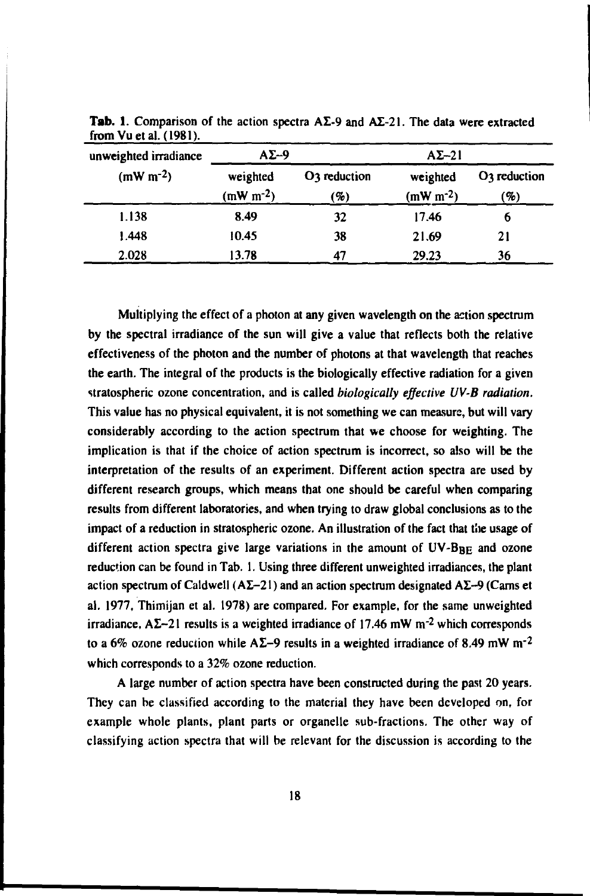**Tab. 1.** Comparison of the action spectra AΣ-9 and AΣ-21. The data were extracted from Vu et al. (1981).

| unweighted irradiance ($mW\ m^{-2}$) | AΣ–9 | | AΣ–21 | |
|---|---|---|---|---|
| | weighted ($mW\ m^{-2}$) | $O_3$ reduction (%) | weighted ($mW\ m^{-2}$) | $O_3$ reduction (%) |
| 1.138 | 8.49 | 32 | 17.46 | 6 |
| 1.448 | 10.45 | 38 | 21.69 | 21 |
| 2.028 | 13.78 | 47 | 29.23 | 36 |

Multiplying the effect of a photon at any given wavelength on the action spectrum by the spectral irradiance of the sun will give a value that reflects both the relative effectiveness of the photon and the number of photons at that wavelength that reaches the earth. The integral of the products is the biologically effective radiation for a given stratospheric ozone concentration, and is called *biologically effective UV-B radiation*. This value has no physical equivalent, it is not something we can measure, but will vary considerably according to the action spectrum that we choose for weighting. The implication is that if the choice of action spectrum is incorrect, so also will be the interpretation of the results of an experiment. Different action spectra are used by different research groups, which means that one should be careful when comparing results from different laboratories, and when trying to draw global conclusions as to the impact of a reduction in stratospheric ozone. An illustration of the fact that the usage of different action spectra give large variations in the amount of UV-$B_{BE}$ and ozone reduction can be found in Tab. 1. Using three different unweighted irradiances, the plant action spectrum of Caldwell (AΣ–21) and an action spectrum designated AΣ–9 (Carns et al. 1977, Thimijan et al. 1978) are compared. For example, for the same unweighted irradiance, AΣ–21 results is a weighted irradiance of 17.46 $mW\ m^{-2}$ which corresponds to a 6% ozone reduction while AΣ–9 results in a weighted irradiance of 8.49 $mW\ m^{-2}$ which corresponds to a 32% ozone reduction.

A large number of action spectra have been constructed during the past 20 years. They can be classified according to the material they have been developed on, for example whole plants, plant parts or organelle sub-fractions. The other way of classifying action spectra that will be relevant for the discussion is according to the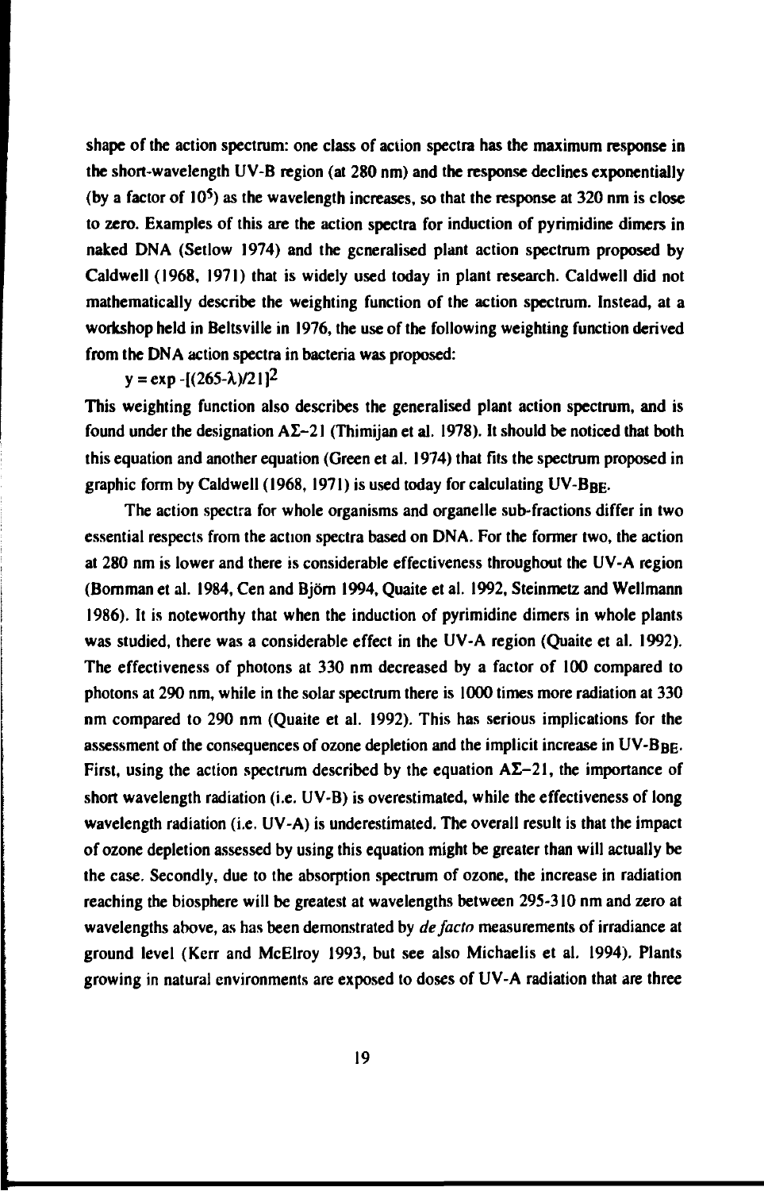shape of the action spectrum: one class of action spectra has the maximum response in the short-wavelength UV-B region (at 280 nm) and the response declines exponentially (by a factor of $10^5$) as the wavelength increases, so that the response at 320 nm is close to zero. Examples of this are the action spectra for induction of pyrimidine dimers in naked DNA (Setlow 1974) and the generalised plant action spectrum proposed by Caldwell (1968, 1971) that is widely used today in plant research. Caldwell did not mathematically describe the weighting function of the action spectrum. Instead, at a workshop held in Beltsville in 1976, the use of the following weighting function derived from the DNA action spectra in bacteria was proposed:

$$y = \exp -[(265-\lambda)/21]^2$$

This weighting function also describes the generalised plant action spectrum, and is found under the designation AΣ–21 (Thimijan et al. 1978). It should be noticed that both this equation and another equation (Green et al. 1974) that fits the spectrum proposed in graphic form by Caldwell (1968, 1971) is used today for calculating UV-$B_{BE}$.

The action spectra for whole organisms and organelle sub-fractions differ in two essential respects from the action spectra based on DNA. For the former two, the action at 280 nm is lower and there is considerable effectiveness throughout the UV-A region (Bornman et al. 1984, Cen and Björn 1994, Quaite et al. 1992, Steinmetz and Wellmann 1986). It is noteworthy that when the induction of pyrimidine dimers in whole plants was studied, there was a considerable effect in the UV-A region (Quaite et al. 1992). The effectiveness of photons at 330 nm decreased by a factor of 100 compared to photons at 290 nm, while in the solar spectrum there is 1000 times more radiation at 330 nm compared to 290 nm (Quaite et al. 1992). This has serious implications for the assessment of the consequences of ozone depletion and the implicit increase in UV-$B_{BE}$. First, using the action spectrum described by the equation AΣ–21, the importance of short wavelength radiation (i.e. UV-B) is overestimated, while the effectiveness of long wavelength radiation (i.e. UV-A) is underestimated. The overall result is that the impact of ozone depletion assessed by using this equation might be greater than will actually be the case. Secondly, due to the absorption spectrum of ozone, the increase in radiation reaching the biosphere will be greatest at wavelengths between 295-310 nm and zero at wavelengths above, as has been demonstrated by *de facto* measurements of irradiance at ground level (Kerr and McElroy 1993, but see also Michaelis et al. 1994). Plants growing in natural environments are exposed to doses of UV-A radiation that are three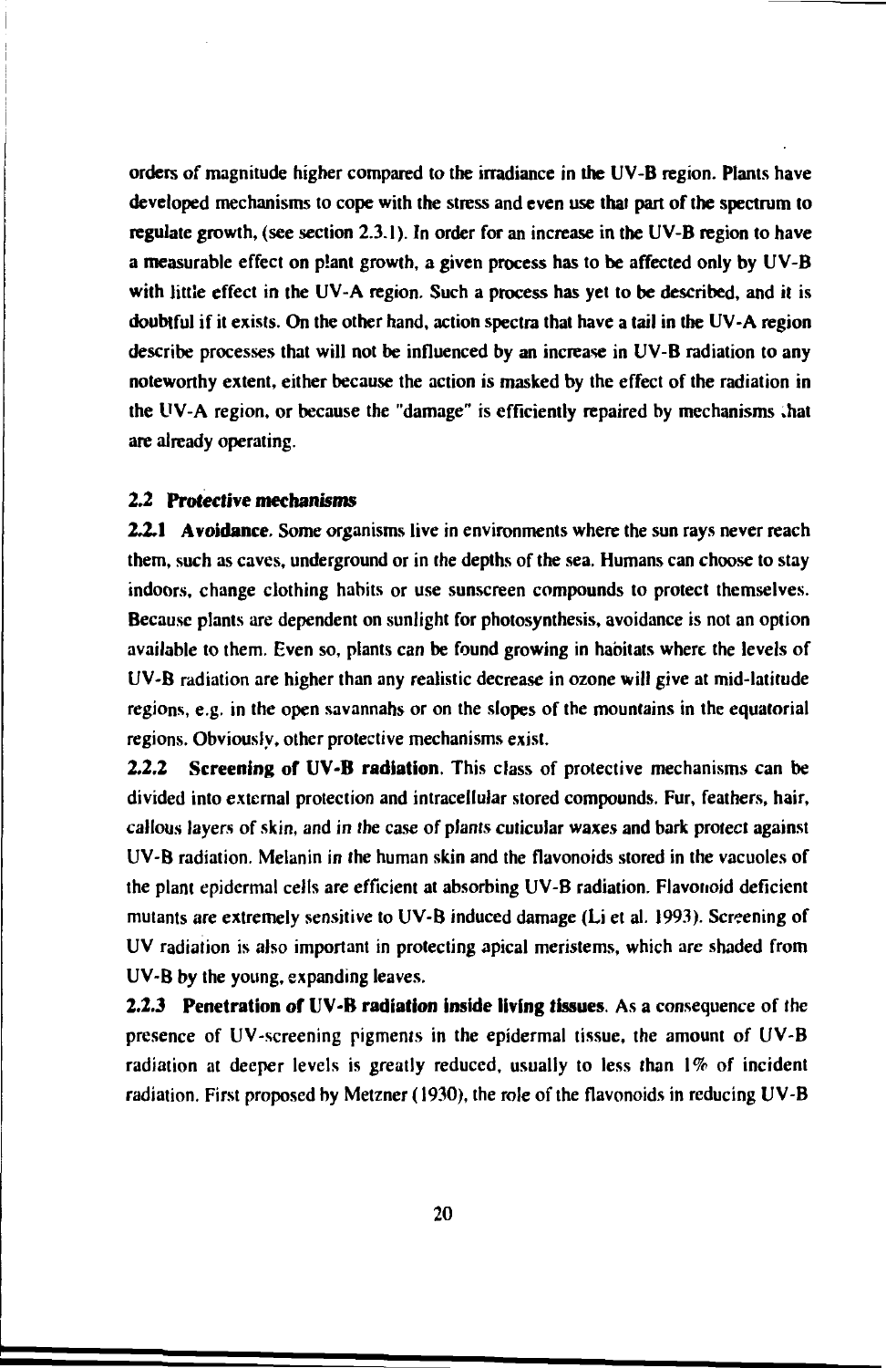orders of magnitude higher compared to the irradiance in the UV-B region. Plants have developed mechanisms to cope with the stress and even use that part of the spectrum to regulate growth, (see section 2.3.1). In order for an increase in the UV-B region to have a measurable effect on plant growth, a given process has to be affected only by UV-B with little effect in the UV-A region. Such a process has yet to be described, and it is doubtful if it exists. On the other hand, action spectra that have a tail in the UV-A region describe processes that will not be influenced by an increase in UV-B radiation to any noteworthy extent, either because the action is masked by the effect of the radiation in the UV-A region, or because the "damage" is efficiently repaired by mechanisms that are already operating.

## 2.2 Protective mechanisms

**2.2.1 Avoidance.** Some organisms live in environments where the sun rays never reach them, such as caves, underground or in the depths of the sea. Humans can choose to stay indoors, change clothing habits or use sunscreen compounds to protect themselves. Because plants are dependent on sunlight for photosynthesis, avoidance is not an option available to them. Even so, plants can be found growing in habitats where the levels of UV-B radiation are higher than any realistic decrease in ozone will give at mid-latitude regions, e.g. in the open savannahs or on the slopes of the mountains in the equatorial regions. Obviously, other protective mechanisms exist.

**2.2.2 Screening of UV-B radiation.** This class of protective mechanisms can be divided into external protection and intracellular stored compounds. Fur, feathers, hair, callous layers of skin, and in the case of plants cuticular waxes and bark protect against UV-B radiation. Melanin in the human skin and the flavonoids stored in the vacuoles of the plant epidermal cells are efficient at absorbing UV-B radiation. Flavonoid deficient mutants are extremely sensitive to UV-B induced damage (Li et al. 1993). Screening of UV radiation is also important in protecting apical meristems, which are shaded from UV-B by the young, expanding leaves.

**2.2.3 Penetration of UV-B radiation inside living tissues.** As a consequence of the presence of UV-screening pigments in the epidermal tissue, the amount of UV-B radiation at deeper levels is greatly reduced, usually to less than 1% of incident radiation. First proposed by Metzner (1930), the role of the flavonoids in reducing UV-B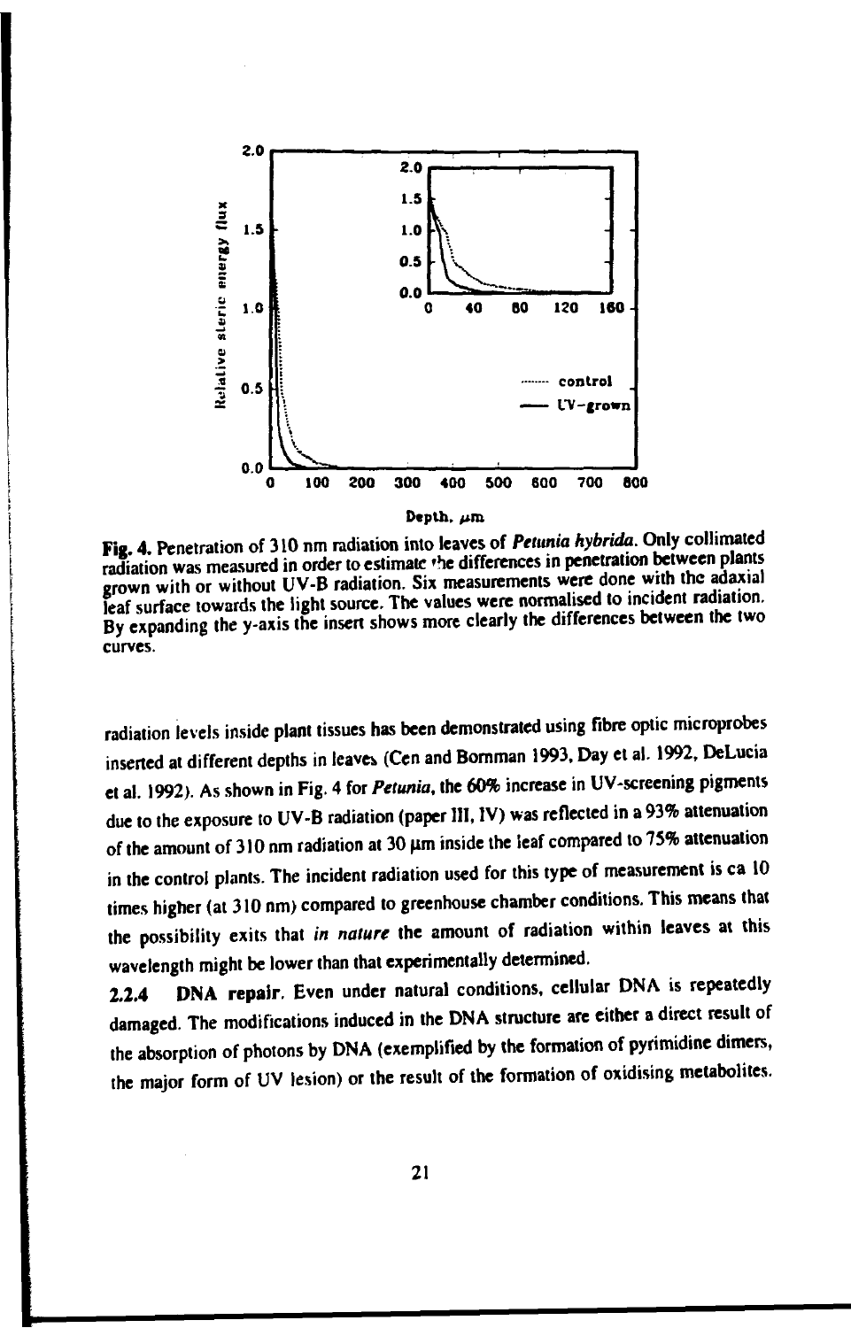**Fig. 4.** Penetration of 310 nm radiation into leaves of ***Petunia hybrida***. Only collimated radiation was measured in order to estimate the differences in penetration between plants grown with or without UV-B radiation. Six measurements were done with the adaxial leaf surface towards the light source. The values were normalised to incident radiation. By expanding the y-axis the insert shows more clearly the differences between the two curves.

radiation levels inside plant tissues has been demonstrated using fibre optic microprobes inserted at different depths in leaves (Cen and Bornman 1993, Day et al. 1992, DeLucia et al. 1992). As shown in Fig. 4 for *Petunia*, the 60% increase in UV-screening pigments due to the exposure to UV-B radiation (paper III, IV) was reflected in a 93% attenuation of the amount of 310 nm radiation at 30 µm inside the leaf compared to 75% attenuation in the control plants. The incident radiation used for this type of measurement is ca 10 times higher (at 310 nm) compared to greenhouse chamber conditions. This means that the possibility exits that *in nature* the amount of radiation within leaves at this wavelength might be lower than that experimentally determined.

**2.2.4 DNA repair.** Even under natural conditions, cellular DNA is repeatedly damaged. The modifications induced in the DNA structure are either a direct result of the absorption of photons by DNA (exemplified by the formation of pyrimidine dimers, the major form of UV lesion) or the result of the formation of oxidising metabolites.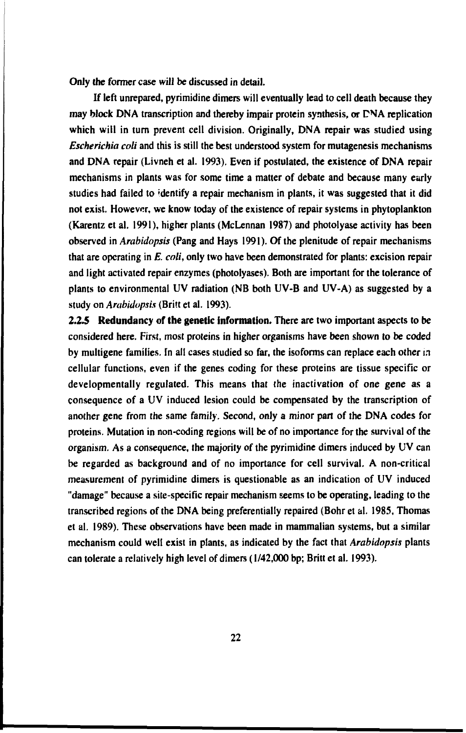Only the former case will be discussed in detail.

If left unrepared, pyrimidine dimers will eventually lead to cell death because they may block DNA transcription and thereby impair protein synthesis, or DNA replication which will in turn prevent cell division. Originally, DNA repair was studied using *Escherichia coli* and this is still the best understood system for mutagenesis mechanisms and DNA repair (Livneh et al. 1993). Even if postulated, the existence of DNA repair mechanisms in plants was for some time a matter of debate and because many early studies had failed to identify a repair mechanism in plants, it was suggested that it did not exist. However, we know today of the existence of repair systems in phytoplankton (Karentz et al. 1991), higher plants (McLennan 1987) and photolyase activity has been observed in *Arabidopsis* (Pang and Hays 1991). Of the plenitude of repair mechanisms that are operating in *E. coli*, only two have been demonstrated for plants: excision repair and light activated repair enzymes (photolyases). Both are important for the tolerance of plants to environmental UV radiation (NB both UV-B and UV-A) as suggested by a study on *Arabidopsis* (Britt et al. 1993).

**2.2.5 Redundancy of the genetic information.** There are two important aspects to be considered here. First, most proteins in higher organisms have been shown to be coded by multigene families. In all cases studied so far, the isoforms can replace each other in cellular functions, even if the genes coding for these proteins are tissue specific or developmentally regulated. This means that the inactivation of one gene as a consequence of a UV induced lesion could be compensated by the transcription of another gene from the same family. Second, only a minor part of the DNA codes for proteins. Mutation in non-coding regions will be of no importance for the survival of the organism. As a consequence, the majority of the pyrimidine dimers induced by UV can be regarded as background and of no importance for cell survival. A non-critical measurement of pyrimidine dimers is questionable as an indication of UV induced "damage" because a site-specific repair mechanism seems to be operating, leading to the transcribed regions of the DNA being preferentially repaired (Bohr et al. 1985, Thomas et al. 1989). These observations have been made in mammalian systems, but a similar mechanism could well exist in plants, as indicated by the fact that *Arabidopsis* plants can tolerate a relatively high level of dimers (1/42,000 bp; Britt et al. 1993).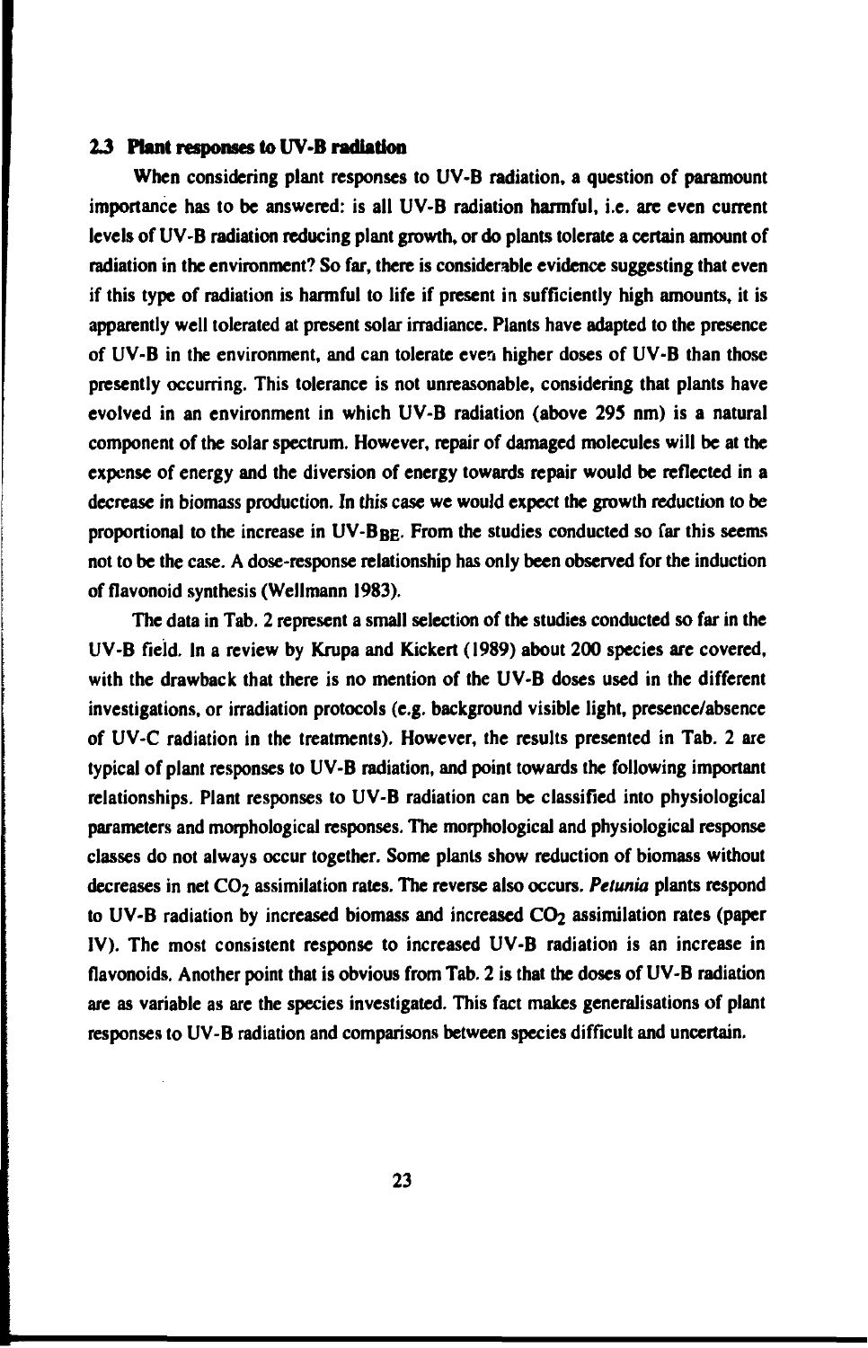### 2.3 Plant responses to UV-B radiation

When considering plant responses to UV-B radiation, a question of paramount importance has to be answered: is all UV-B radiation harmful, i.e. are even current levels of UV-B radiation reducing plant growth, or do plants tolerate a certain amount of radiation in the environment? So far, there is considerable evidence suggesting that even if this type of radiation is harmful to life if present in sufficiently high amounts, it is apparently well tolerated at present solar irradiance. Plants have adapted to the presence of UV-B in the environment, and can tolerate even higher doses of UV-B than those presently occurring. This tolerance is not unreasonable, considering that plants have evolved in an environment in which UV-B radiation (above 295 nm) is a natural component of the solar spectrum. However, repair of damaged molecules will be at the expense of energy and the diversion of energy towards repair would be reflected in a decrease in biomass production. In this case we would expect the growth reduction to be proportional to the increase in $UV\text{-}B_{BE}$. From the studies conducted so far this seems not to be the case. A dose-response relationship has only been observed for the induction of flavonoid synthesis (Wellmann 1983).

The data in Tab. 2 represent a small selection of the studies conducted so far in the UV-B field. In a review by Krupa and Kickert (1989) about 200 species are covered, with the drawback that there is no mention of the UV-B doses used in the different investigations, or irradiation protocols (e.g. background visible light, presence/absence of UV-C radiation in the treatments). However, the results presented in Tab. 2 are typical of plant responses to UV-B radiation, and point towards the following important relationships. Plant responses to UV-B radiation can be classified into physiological parameters and morphological responses. The morphological and physiological response classes do not always occur together. Some plants show reduction of biomass without decreases in net $CO_2$ assimilation rates. The reverse also occurs. *Petunia* plants respond to UV-B radiation by increased biomass and increased $CO_2$ assimilation rates (paper IV). The most consistent response to increased UV-B radiation is an increase in flavonoids. Another point that is obvious from Tab. 2 is that the doses of UV-B radiation are as variable as are the species investigated. This fact makes generalisations of plant responses to UV-B radiation and comparisons between species difficult and uncertain.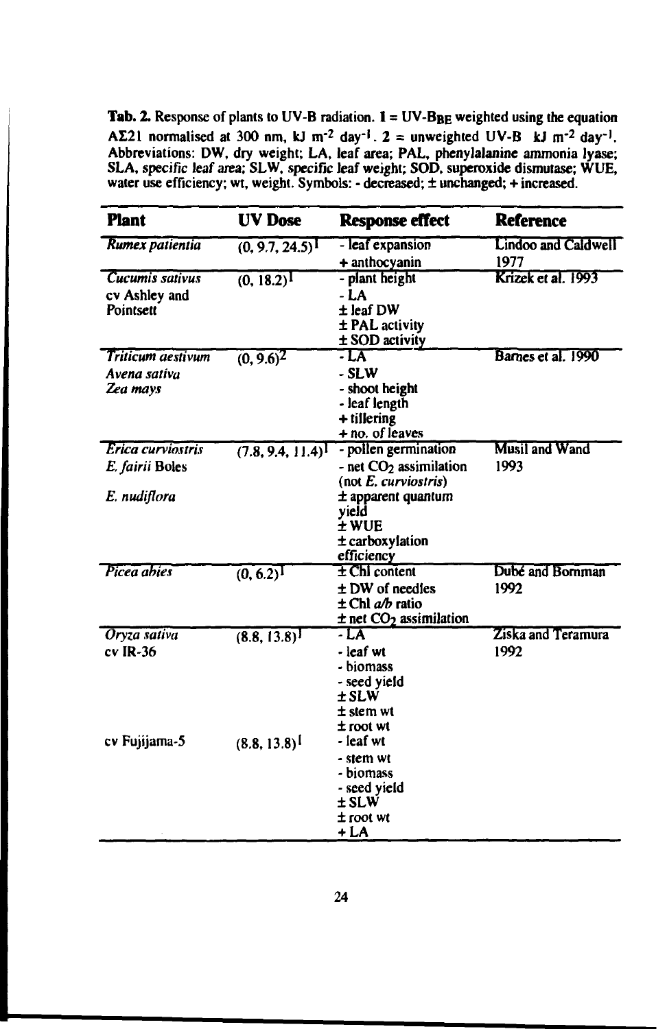**Tab. 2.** Response of plants to UV-B radiation. **1** = UV-$B_{BE}$ weighted using the equation AΣ21 normalised at 300 nm, kJ $m^{-2}$ $day^{-1}$. **2** = unweighted UV-B kJ $m^{-2}$ $day^{-1}$. Abbreviations: DW, dry weight; LA, leaf area; PAL, phenylalanine ammonia lyase; SLA, specific leaf area; SLW, specific leaf weight; SOD, superoxide dismutase; WUE, water use efficiency; wt, weight. Symbols: - decreased; ± unchanged; + increased.

| Plant | UV Dose | Response effect | Reference |
|---|---|---|---|
| *Rumex patientia* | (0, 9.7, 24.5)[1] | - leaf expansion<br>+ anthocyanin | Lindoo and Caldwell 1977 |
| *Cucumis sativus* cv Ashley and Pointsett | (0, 18.2)[1] | - plant height<br>- LA<br>± leaf DW<br>± PAL activity<br>± SOD activity | Krizek et al. 1993 |
| *Triticum aestivum*<br>*Avena sativa*<br>*Zea mays* | (0, 9.6)[2] | - LA<br>- SLW<br>- shoot height<br>- leaf length<br>+ tillering<br>+ no. of leaves | Barnes et al. 1990 |
| *Erica curviostris*<br>*E. fairii* Boles<br>*E. nudiflora* | (7.8, 9.4, 11.4)[1] | - pollen germination<br>- net $CO_2$ assimilation (not *E. curviostris*)<br>± apparent quantum yield<br>± WUE<br>± carboxylation efficiency | Musil and Wand 1993 |
| *Picea abies* | (0, 6.2)[1] | ± Chl content<br>± DW of needles<br>± Chl *a/b* ratio<br>± net $CO_2$ assimilation | Dubé and Bornman 1992 |
| *Oryza sativa* cv IR-36 | (8.8, 13.8)[1] | - LA<br>- leaf wt<br>- biomass<br>- seed yield<br>± SLW<br>± stem wt<br>± root wt | Ziska and Teramura 1992 |
| cv Fujijama-5 | (8.8, 13.8)[1] | - leaf wt<br>- stem wt<br>- biomass<br>- seed yield<br>± SLW<br>± root wt<br>+ LA | |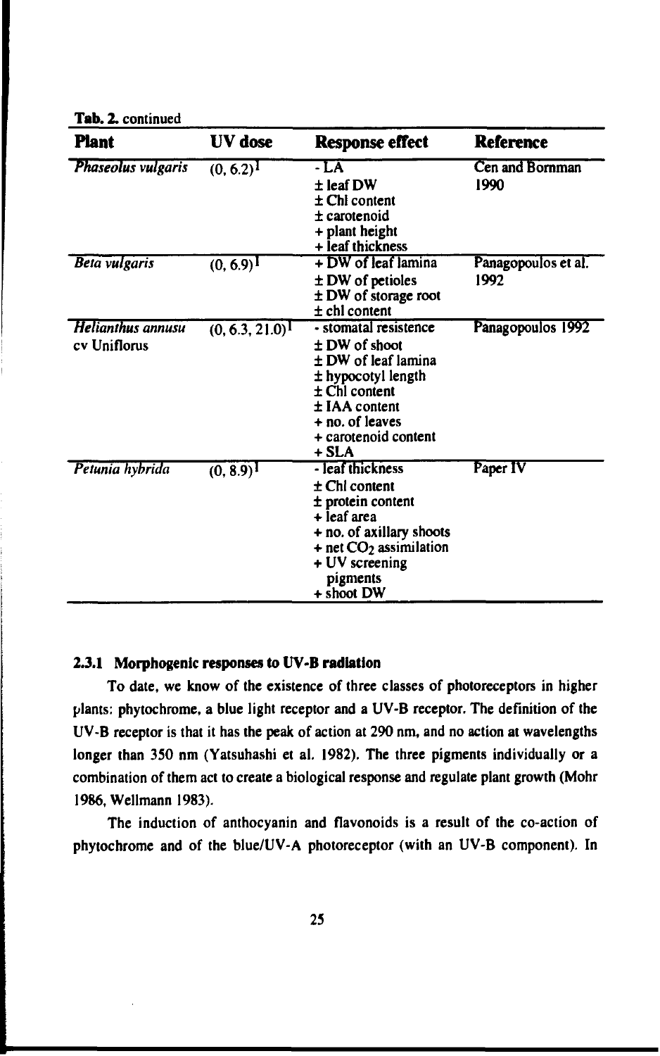**Tab. 2.** continued

| Plant | UV dose | Response effect | Reference |
|---|---|---|---|
| *Phaseolus vulgaris* | $(0, 6.2)^1$ | - LA<br>± leaf DW<br>± Chl content<br>± carotenoid<br>+ plant height<br>+ leaf thickness | Cen and Bornman 1990 |
| *Beta vulgaris* | $(0, 6.9)^1$ | + DW of leaf lamina<br>± DW of petioles<br>± DW of storage root<br>± chl content | Panagopoulos et al. 1992 |
| *Helianthus annusu* cv Uniflorus | $(0, 6.3, 21.0)^1$ | - stomatal resistence<br>± DW of shoot<br>± DW of leaf lamina<br>± hypocotyl length<br>± Chl content<br>± IAA content<br>+ no. of leaves<br>+ carotenoid content<br>+ SLA | Panagopoulos 1992 |
| *Petunia hybrida* | $(0, 8.9)^1$ | - leaf thickness<br>± Chl content<br>± protein content<br>+ leaf area<br>+ no. of axillary shoots<br>+ net $CO_2$ assimilation<br>+ UV screening pigments<br>+ shoot DW | Paper IV |

### 2.3.1 Morphogenic responses to UV-B radiation

To date, we know of the existence of three classes of photoreceptors in higher plants: phytochrome, a blue light receptor and a UV-B receptor. The definition of the UV-B receptor is that it has the peak of action at 290 nm, and no action at wavelengths longer than 350 nm (Yatsuhashi et al. 1982). The three pigments individually or a combination of them act to create a biological response and regulate plant growth (Mohr 1986, Wellmann 1983).

The induction of anthocyanin and flavonoids is a result of the co-action of phytochrome and of the blue/UV-A photoreceptor (with an UV-B component). In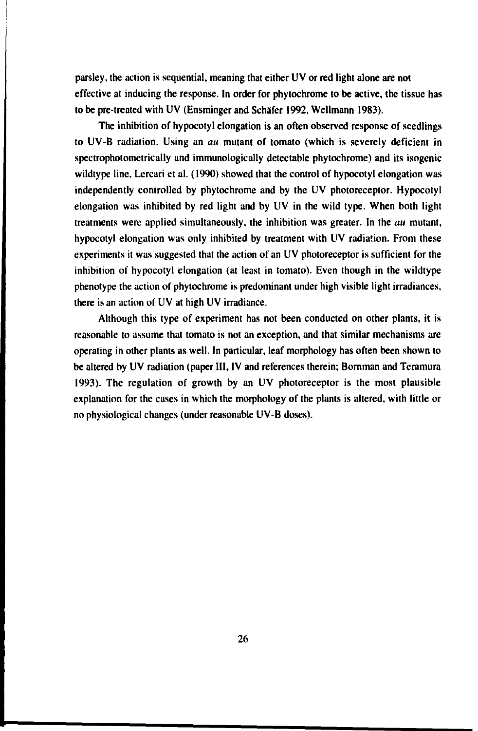parsley, the action is sequential, meaning that either UV or red light alone are not effective at inducing the response. In order for phytochrome to be active, the tissue has to be pre-treated with UV (Ensminger and Schäfer 1992, Wellmann 1983).

The inhibition of hypocotyl elongation is an often observed response of seedlings to UV-B radiation. Using an *au* mutant of tomato (which is severely deficient in spectrophotometrically and immunologically detectable phytochrome) and its isogenic wildtype line, Lercari et al. (1990) showed that the control of hypocotyl elongation was independently controlled by phytochrome and by the UV photoreceptor. Hypocotyl elongation was inhibited by red light and by UV in the wild type. When both light treatments were applied simultaneously, the inhibition was greater. In the *au* mutant, hypocotyl elongation was only inhibited by treatment with UV radiation. From these experiments it was suggested that the action of an UV photoreceptor is sufficient for the inhibition of hypocotyl elongation (at least in tomato). Even though in the wildtype phenotype the action of phytochrome is predominant under high visible light irradiances, there is an action of UV at high UV irradiance.

Although this type of experiment has not been conducted on other plants, it is reasonable to assume that tomato is not an exception, and that similar mechanisms are operating in other plants as well. In particular, leaf morphology has often been shown to be altered by UV radiation (paper III, IV and references therein; Bornman and Teramura 1993). The regulation of growth by an UV photoreceptor is the most plausible explanation for the cases in which the morphology of the plants is altered, with little or no physiological changes (under reasonable UV-B doses).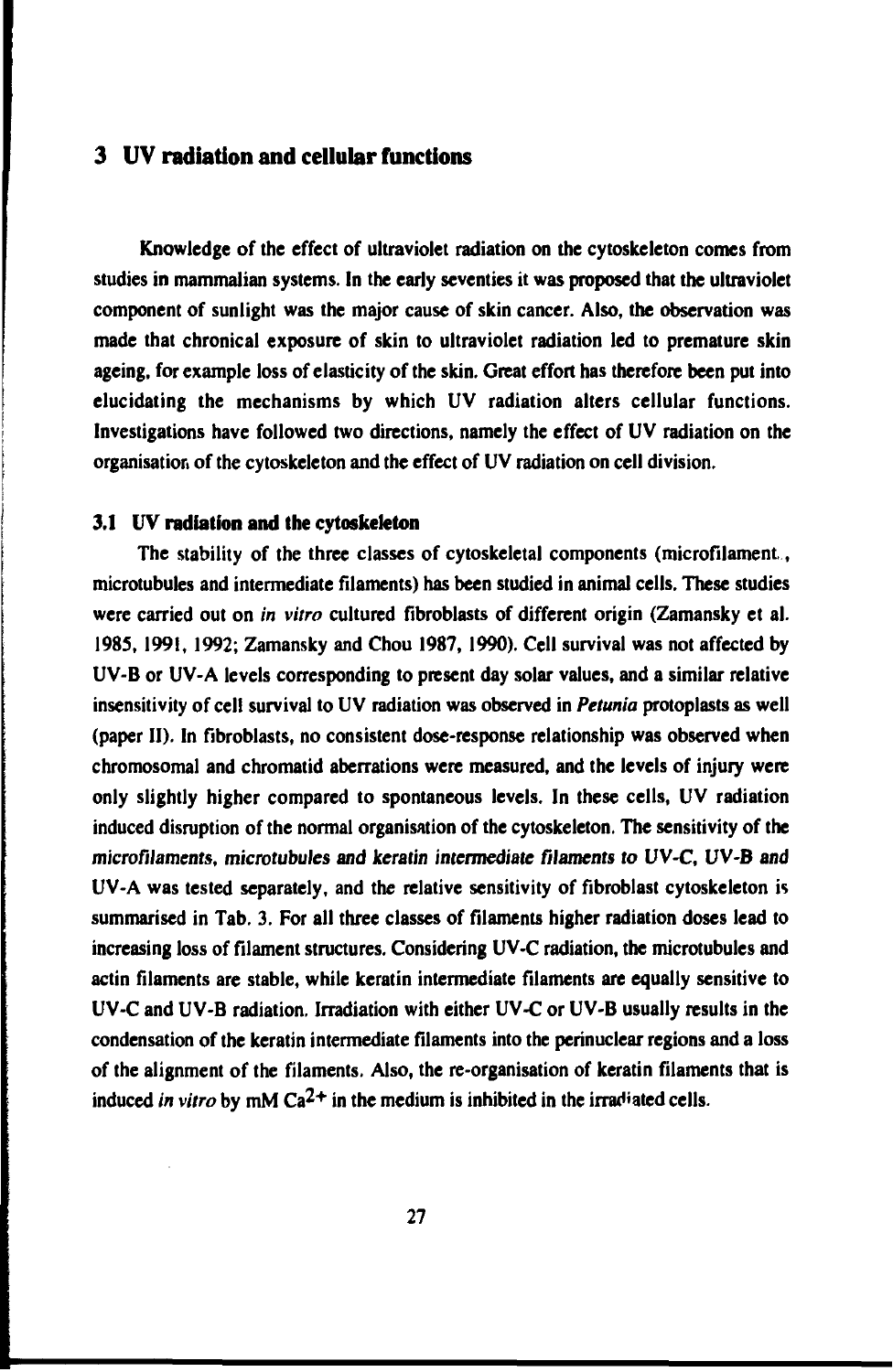# 3 UV radiation and cellular functions

Knowledge of the effect of ultraviolet radiation on the cytoskeleton comes from studies in mammalian systems. In the early seventies it was proposed that the ultraviolet component of sunlight was the major cause of skin cancer. Also, the observation was made that chronical exposure of skin to ultraviolet radiation led to premature skin ageing, for example loss of elasticity of the skin. Great effort has therefore been put into elucidating the mechanisms by which UV radiation alters cellular functions. Investigations have followed two directions, namely the effect of UV radiation on the organisation of the cytoskeleton and the effect of UV radiation on cell division.

## 3.1 UV radiation and the cytoskeleton

The stability of the three classes of cytoskeletal components (microfilament., microtubules and intermediate filaments) has been studied in animal cells. These studies were carried out on *in vitro* cultured fibroblasts of different origin (Zamansky et al. 1985, 1991, 1992; Zamansky and Chou 1987, 1990). Cell survival was not affected by UV-B or UV-A levels corresponding to present day solar values, and a similar relative insensitivity of cell survival to UV radiation was observed in *Petunia* protoplasts as well (paper II). In fibroblasts, no consistent dose-response relationship was observed when chromosomal and chromatid aberrations were measured, and the levels of injury were only slightly higher compared to spontaneous levels. In these cells, UV radiation induced disruption of the normal organisation of the cytoskeleton. The sensitivity of the *microfilaments, microtubules and keratin intermediate filaments to* UV-C, UV-B and UV-A was tested separately, and the relative sensitivity of fibroblast cytoskeleton is summarised in Tab. 3. For all three classes of filaments higher radiation doses lead to increasing loss of filament structures. Considering UV-C radiation, the microtubules and actin filaments are stable, while keratin intermediate filaments are equally sensitive to UV-C and UV-B radiation. Irradiation with either UV-C or UV-B usually results in the condensation of the keratin intermediate filaments into the perinuclear regions and a loss of the alignment of the filaments. Also, the re-organisation of keratin filaments that is induced *in vitro* by mM $Ca^{2+}$ in the medium is inhibited in the irradiated cells.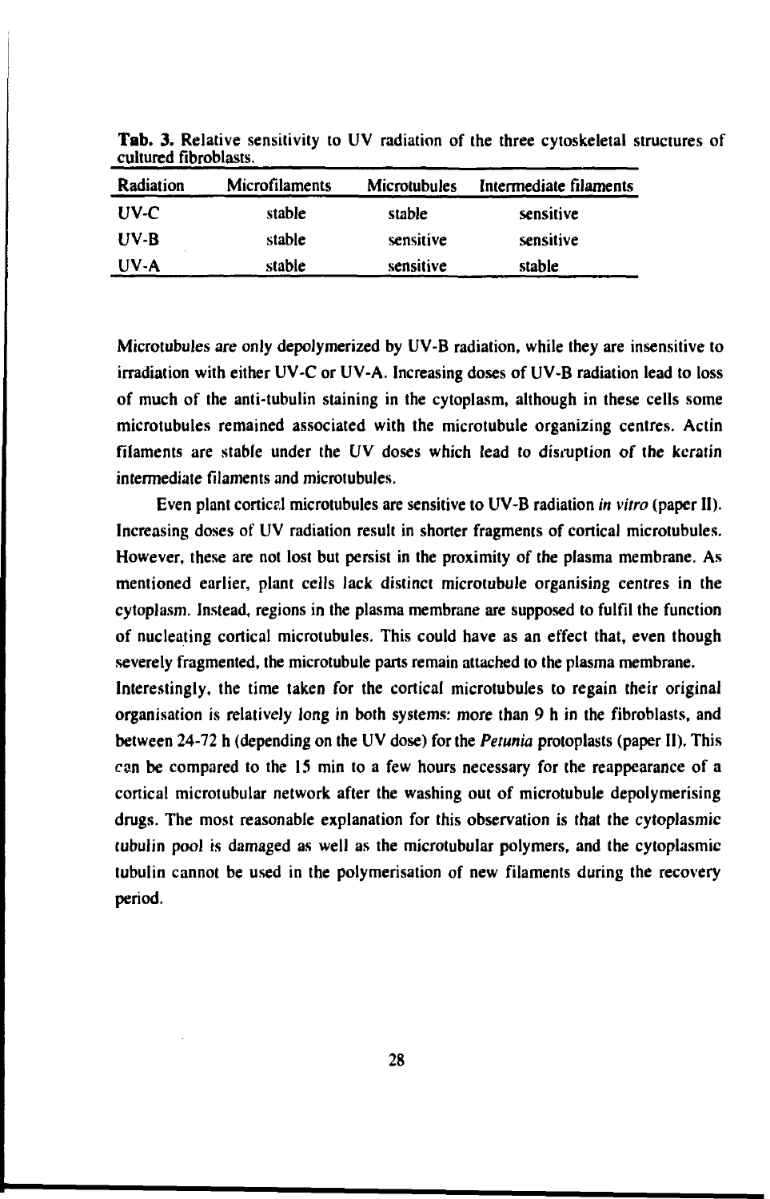**Tab. 3.** Relative sensitivity to UV radiation of the three cytoskeletal structures of cultured fibroblasts.

| Radiation | Microfilaments | Microtubules | Intermediate filaments |
|---|---|---|---|
| UV-C | stable | stable | sensitive |
| UV-B | stable | sensitive | sensitive |
| UV-A | stable | sensitive | stable |

Microtubules are only depolymerized by UV-B radiation, while they are insensitive to irradiation with either UV-C or UV-A. Increasing doses of UV-B radiation lead to loss of much of the anti-tubulin staining in the cytoplasm, although in these cells some microtubules remained associated with the microtubule organizing centres. Actin filaments are stable under the UV doses which lead to disruption of the keratin intermediate filaments and microtubules.

Even plant cortical microtubules are sensitive to UV-B radiation *in vitro* (paper II). Increasing doses of UV radiation result in shorter fragments of cortical microtubules. However, these are not lost but persist in the proximity of the plasma membrane. As mentioned earlier, plant cells lack distinct microtubule organising centres in the cytoplasm. Instead, regions in the plasma membrane are supposed to fulfil the function of nucleating cortical microtubules. This could have as an effect that, even though severely fragmented, the microtubule parts remain attached to the plasma membrane.

Interestingly, the time taken for the cortical microtubules to regain their original organisation is relatively long in both systems: more than 9 h in the fibroblasts, and between 24-72 h (depending on the UV dose) for the *Petunia* protoplasts (paper II). This can be compared to the 15 min to a few hours necessary for the reappearance of a cortical microtubular network after the washing out of microtubule depolymerising drugs. The most reasonable explanation for this observation is that the cytoplasmic tubulin pool is damaged as well as the microtubular polymers, and the cytoplasmic tubulin cannot be used in the polymerisation of new filaments during the recovery period.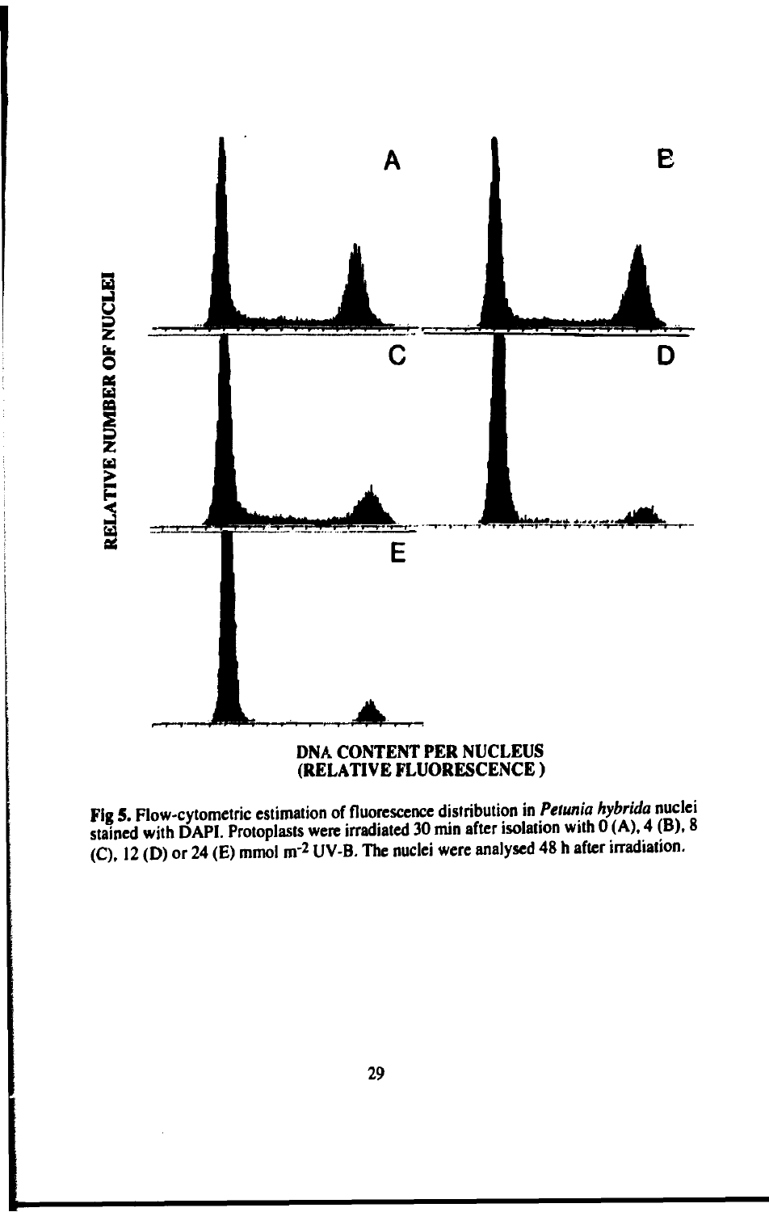Fig 5. Flow-cytometric estimation of fluorescence distribution in *Petunia hybrida* nuclei stained with DAPI. Protoplasts were irradiated 30 min after isolation with 0 (A), 4 (B), 8 (C), 12 (D) or 24 (E) mmol $m^{-2}$ UV-B. The nuclei were analysed 48 h after irradiation.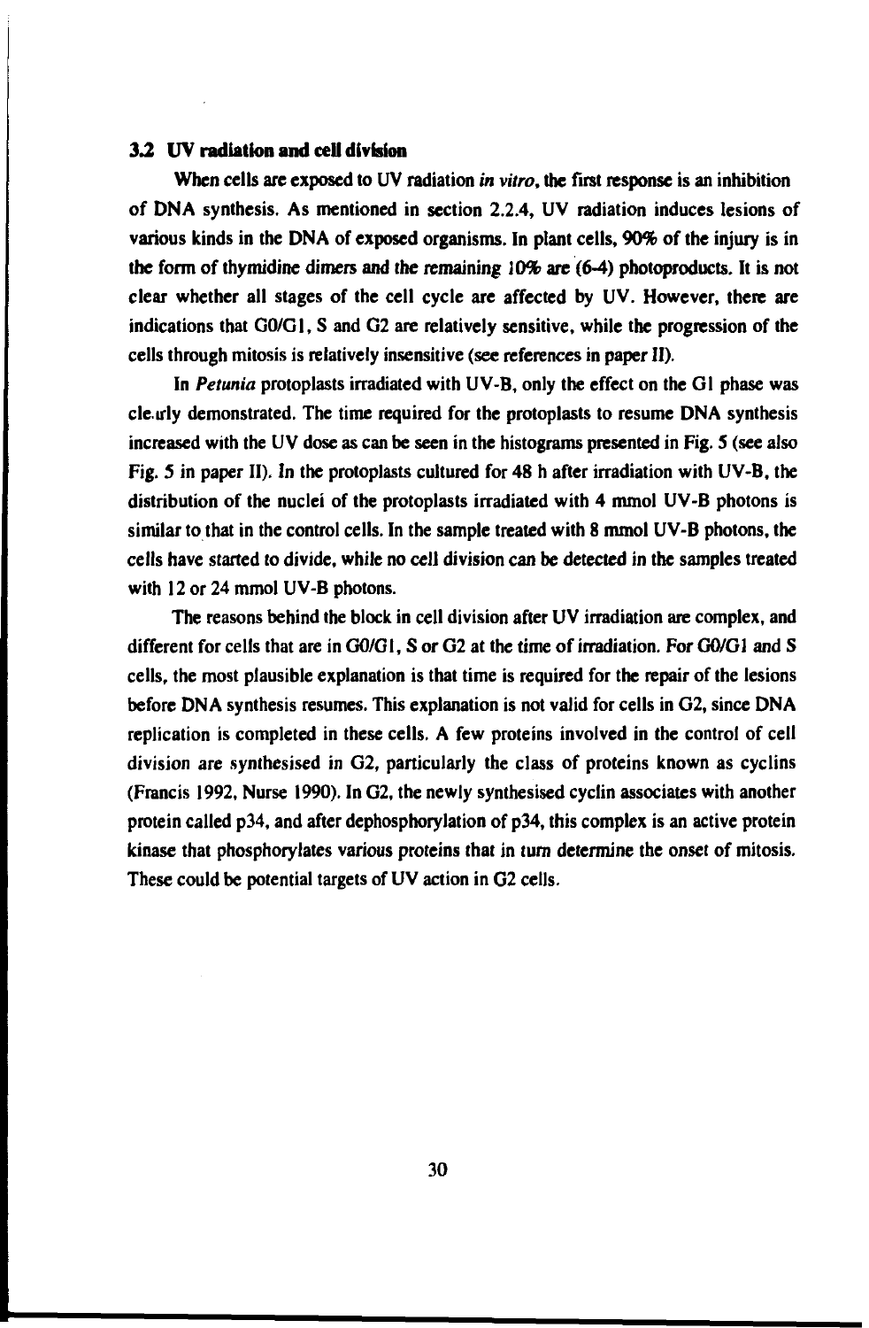### 3.2 UV radiation and cell division

When cells are exposed to UV radiation *in vitro*, the first response is an inhibition of DNA synthesis. As mentioned in section 2.2.4, UV radiation induces lesions of various kinds in the DNA of exposed organisms. In plant cells, 90% of the injury is in the form of thymidine dimers and the remaining 10% are (6-4) photoproducts. It is not clear whether all stages of the cell cycle are affected by UV. However, there are indications that G0/G1, S and G2 are relatively sensitive, while the progression of the cells through mitosis is relatively insensitive (see references in paper II).

In *Petunia* protoplasts irradiated with UV-B, only the effect on the G1 phase was clearly demonstrated. The time required for the protoplasts to resume DNA synthesis increased with the UV dose as can be seen in the histograms presented in Fig. 5 (see also Fig. 5 in paper II). In the protoplasts cultured for 48 h after irradiation with UV-B, the distribution of the nuclei of the protoplasts irradiated with 4 mmol UV-B photons is similar to that in the control cells. In the sample treated with 8 mmol UV-B photons, the cells have started to divide, while no cell division can be detected in the samples treated with 12 or 24 mmol UV-B photons.

The reasons behind the block in cell division after UV irradiation are complex, and different for cells that are in G0/G1, S or G2 at the time of irradiation. For G0/G1 and S cells, the most plausible explanation is that time is required for the repair of the lesions before DNA synthesis resumes. This explanation is not valid for cells in G2, since DNA replication is completed in these cells. A few proteins involved in the control of cell division are synthesised in G2, particularly the class of proteins known as cyclins (Francis 1992, Nurse 1990). In G2, the newly synthesised cyclin associates with another protein called p34, and after dephosphorylation of p34, this complex is an active protein kinase that phosphorylates various proteins that in turn determine the onset of mitosis. These could be potential targets of UV action in G2 cells.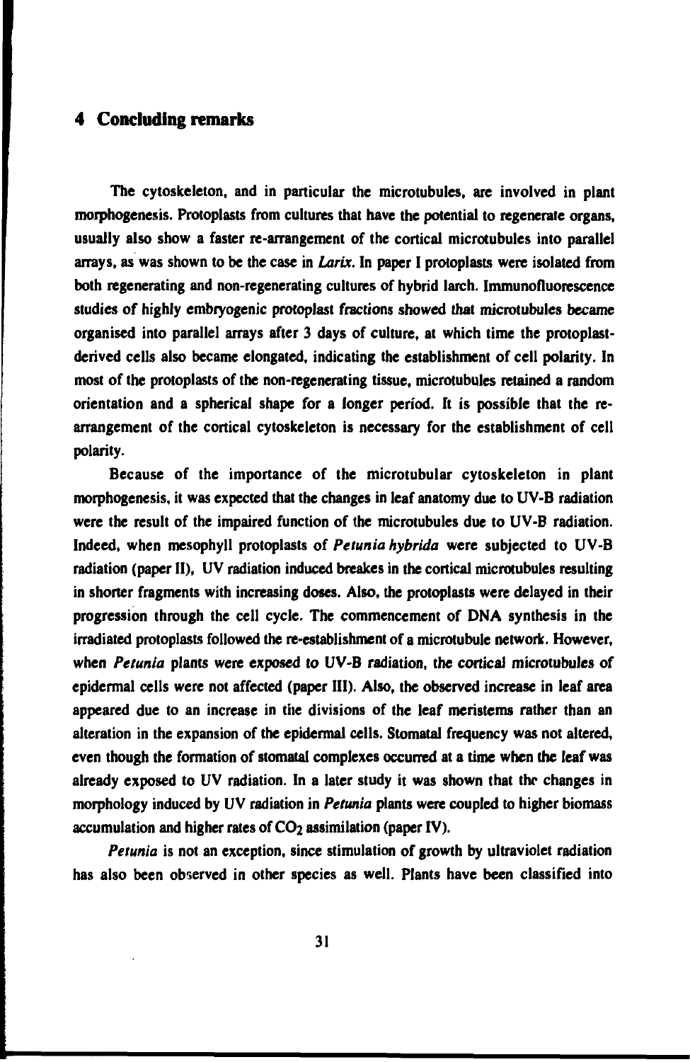# 4 Concluding remarks

The cytoskeleton, and in particular the microtubules, are involved in plant morphogenesis. Protoplasts from cultures that have the potential to regenerate organs, usually also show a faster re-arrangement of the cortical microtubules into parallel arrays, as was shown to be the case in *Larix*. In paper I protoplasts were isolated from both regenerating and non-regenerating cultures of hybrid larch. Immunofluorescence studies of highly embryogenic protoplast fractions showed that microtubules became organised into parallel arrays after 3 days of culture, at which time the protoplast-derived cells also became elongated, indicating the establishment of cell polarity. In most of the protoplasts of the non-regenerating tissue, microtubules retained a random orientation and a spherical shape for a longer period. It is possible that the re-arrangement of the cortical cytoskeleton is necessary for the establishment of cell polarity.

Because of the importance of the microtubular cytoskeleton in plant morphogenesis, it was expected that the changes in leaf anatomy due to UV-B radiation were the result of the impaired function of the microtubules due to UV-B radiation. Indeed, when mesophyll protoplasts of *Petunia hybrida* were subjected to UV-B radiation (paper II), UV radiation induced breakes in the cortical microtubules resulting in shorter fragments with increasing doses. Also, the protoplasts were delayed in their progression through the cell cycle. The commencement of DNA synthesis in the irradiated protoplasts followed the re-establishment of a microtubule network. However, when *Petunia* plants were exposed to UV-B radiation, the cortical microtubules of epidermal cells were not affected (paper III). Also, the observed increase in leaf area appeared due to an increase in the divisions of the leaf meristems rather than an alteration in the expansion of the epidermal cells. Stomatal frequency was not altered, even though the formation of stomatal complexes occurred at a time when the leaf was already exposed to UV radiation. In a later study it was shown that the changes in morphology induced by UV radiation in *Petunia* plants were coupled to higher biomass accumulation and higher rates of $CO_2$ assimilation (paper IV).

*Petunia* is not an exception, since stimulation of growth by ultraviolet radiation has also been observed in other species as well. Plants have been classified into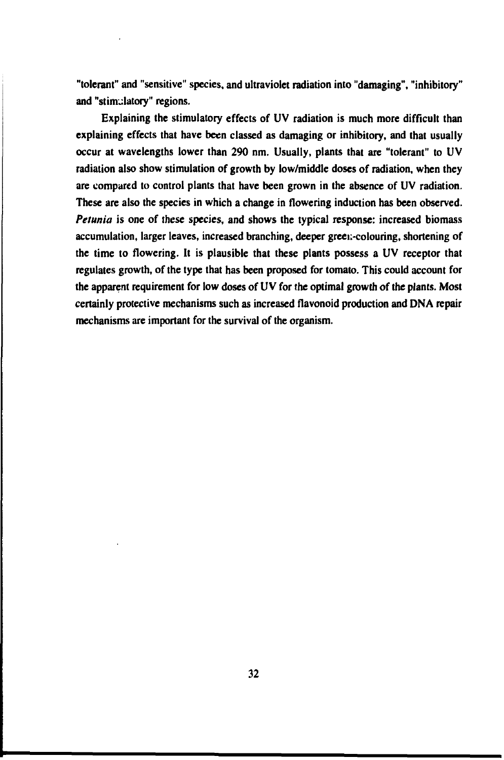"tolerant" and "sensitive" species, and ultraviolet radiation into "damaging", "inhibitory" and "stimulatory" regions.

Explaining the stimulatory effects of UV radiation is much more difficult than explaining effects that have been classed as damaging or inhibitory, and that usually occur at wavelengths lower than 290 nm. Usually, plants that are "tolerant" to UV radiation also show stimulation of growth by low/middle doses of radiation, when they are compared to control plants that have been grown in the absence of UV radiation. These are also the species in which a change in flowering induction has been observed. *Petunia* is one of these species, and shows the typical response: increased biomass accumulation, larger leaves, increased branching, deeper green-colouring, shortening of the time to flowering. It is plausible that these plants possess a UV receptor that regulates growth, of the type that has been proposed for tomato. This could account for the apparent requirement for low doses of UV for the optimal growth of the plants. Most certainly protective mechanisms such as increased flavonoid production and DNA repair mechanisms are important for the survival of the organism.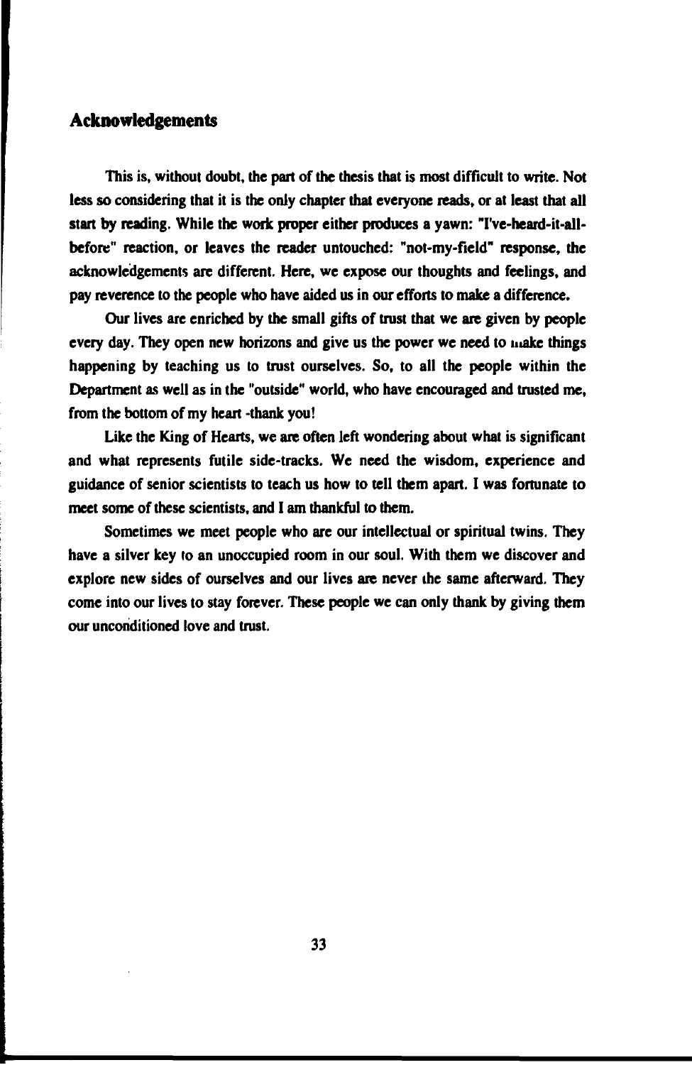## Acknowledgements

This is, without doubt, the part of the thesis that is most difficult to write. Not less so considering that it is the only chapter that everyone reads, or at least that all start by reading. While the work proper either produces a yawn: "I've-heard-it-all-before" reaction, or leaves the reader untouched: "not-my-field" response, the acknowledgements are different. Here, we expose our thoughts and feelings, and pay reverence to the people who have aided us in our efforts to make a difference.

Our lives are enriched by the small gifts of trust that we are given by people every day. They open new horizons and give us the power we need to make things happening by teaching us to trust ourselves. So, to all the people within the Department as well as in the "outside" world, who have encouraged and trusted me, from the bottom of my heart -thank you!

Like the King of Hearts, we are often left wondering about what is significant and what represents futile side-tracks. We need the wisdom, experience and guidance of senior scientists to teach us how to tell them apart. I was fortunate to meet some of these scientists, and I am thankful to them.

Sometimes we meet people who are our intellectual or spiritual twins. They have a silver key to an unoccupied room in our soul. With them we discover and explore new sides of ourselves and our lives are never the same afterward. They come into our lives to stay forever. These people we can only thank by giving them our unconditioned love and trust.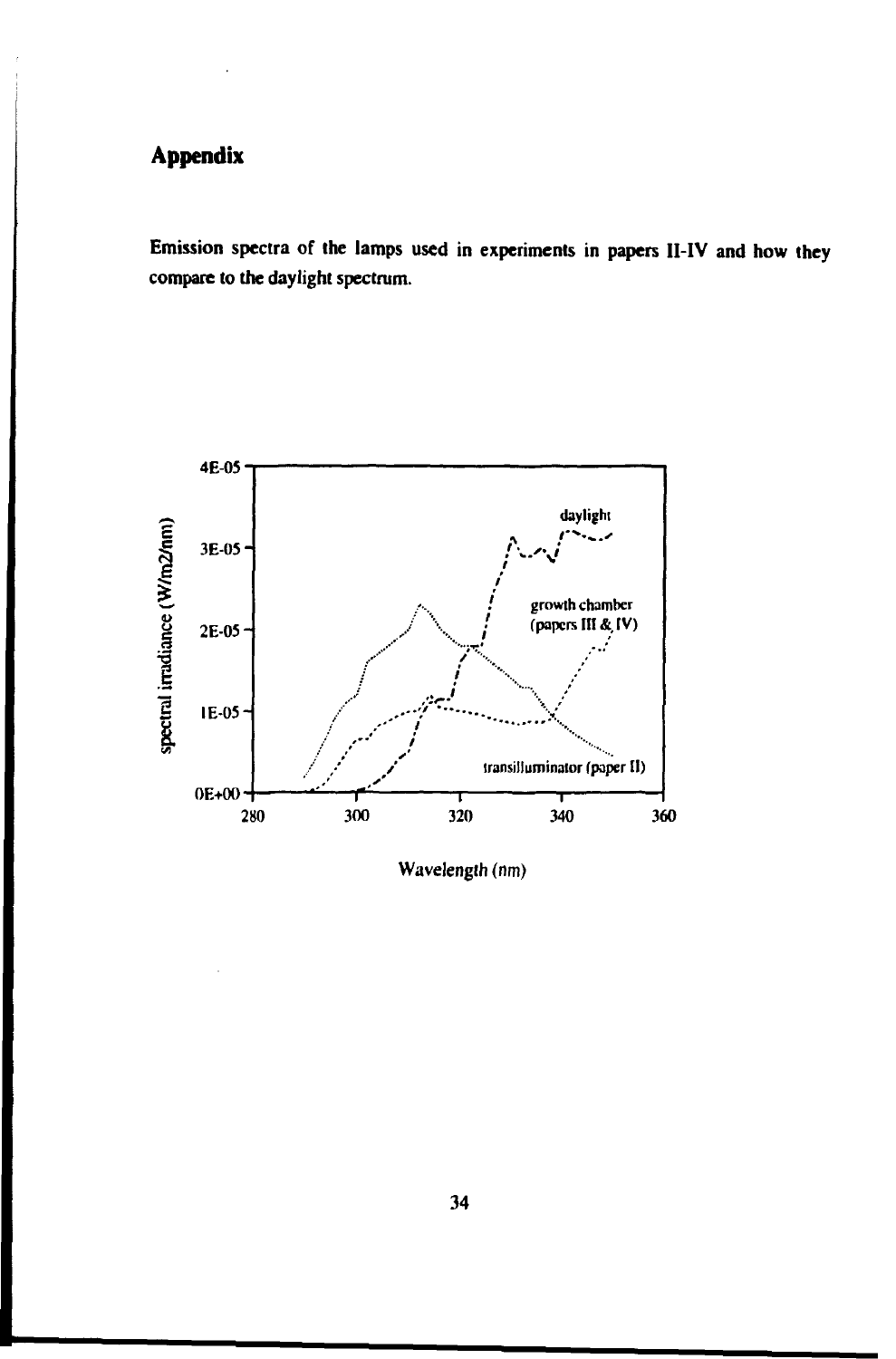# Appendix

**Emission spectra of the lamps used in experiments in papers II-IV and how they compare to the daylight spectrum.**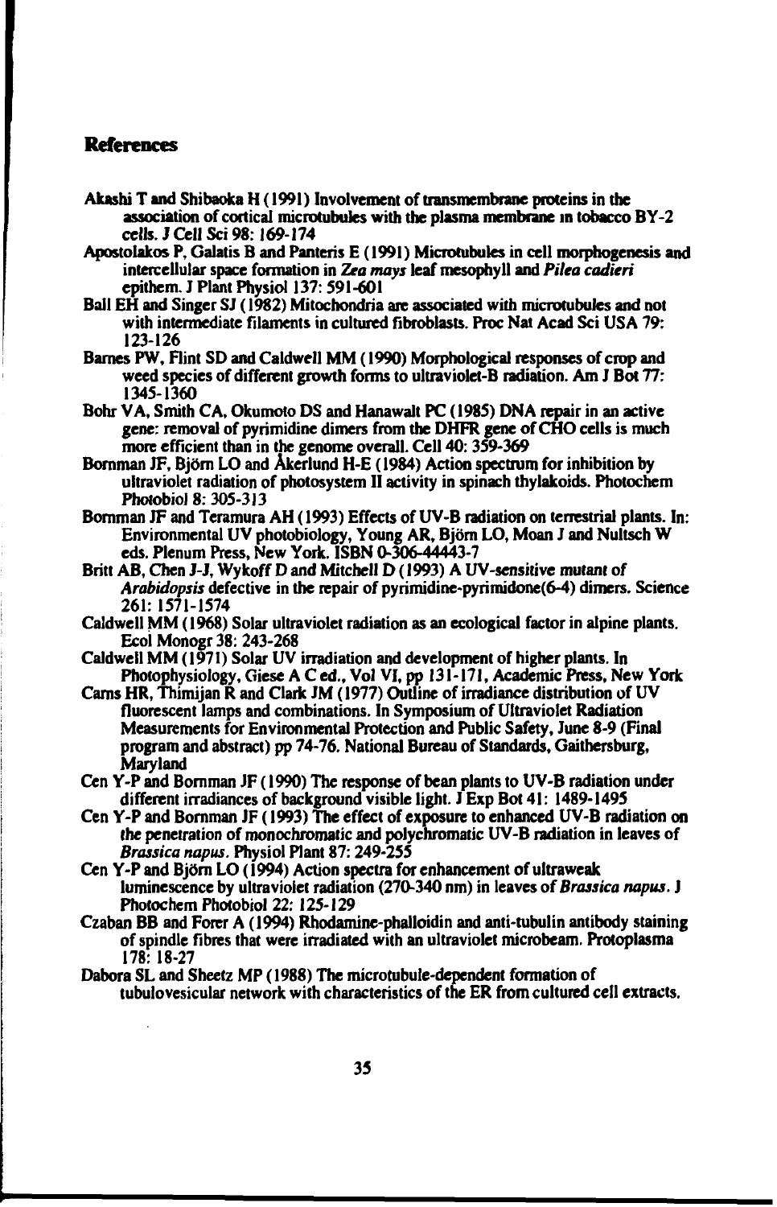## References

Akashi T and Shibaoka H (1991) Involvement of transmembrane proteins in the association of cortical microtubules with the plasma membrane in tobacco BY-2 cells. J Cell Sci 98: 169-174

Apostolakos P, Galatis B and Panteris E (1991) Microtubules in cell morphogenesis and intercellular space formation in *Zea mays* leaf mesophyll and *Pilea cadieri* epithem. J Plant Physiol 137: 591-601

Ball EH and Singer SJ (1982) Mitochondria are associated with microtubules and not with intermediate filaments in cultured fibroblasts. Proc Nat Acad Sci USA 79: 123-126

Barnes PW, Flint SD and Caldwell MM (1990) Morphological responses of crop and weed species of different growth forms to ultraviolet-B radiation. Am J Bot 77: 1345-1360

Bohr VA, Smith CA, Okumoto DS and Hanawalt PC (1985) DNA repair in an active gene: removal of pyrimidine dimers from the DHFR gene of CHO cells is much more efficient than in the genome overall. Cell 40: 359-369

Bornman JF, Björn LO and Åkerlund H-E (1984) Action spectrum for inhibition by ultraviolet radiation of photosystem II activity in spinach thylakoids. Photochem Photobiol 8: 305-313

Bornman JF and Teramura AH (1993) Effects of UV-B radiation on terrestrial plants. In: Environmental UV photobiology, Young AR, Björn LO, Moan J and Nultsch W eds. Plenum Press, New York. ISBN 0-306-44443-7

Britt AB, Chen J-J, Wykoff D and Mitchell D (1993) A UV-sensitive mutant of *Arabidopsis* defective in the repair of pyrimidine-pyrimidone(6-4) dimers. Science 261: 1571-1574

Caldwell MM (1968) Solar ultraviolet radiation as an ecological factor in alpine plants. Ecol Monogr 38: 243-268

Caldwell MM (1971) Solar UV irradiation and development of higher plants. In Photophysiology, Giese A C ed., Vol VI, pp 131-171, Academic Press, New York

Carns HR, Thimijan R and Clark JM (1977) Outline of irradiance distribution of UV fluorescent lamps and combinations. In Symposium of Ultraviolet Radiation Measurements for Environmental Protection and Public Safety, June 8-9 (Final program and abstract) pp 74-76. National Bureau of Standards, Gaithersburg, Maryland

Cen Y-P and Bornman JF (1990) The response of bean plants to UV-B radiation under different irradiances of background visible light. J Exp Bot 41: 1489-1495

Cen Y-P and Bornman JF (1993) The effect of exposure to enhanced UV-B radiation on the penetration of monochromatic and polychromatic UV-B radiation in leaves of *Brassica napus*. Physiol Plant 87: 249-255

Cen Y-P and Björn LO (1994) Action spectra for enhancement of ultraweak luminescence by ultraviolet radiation (270-340 nm) in leaves of *Brassica napus*. J Photochem Photobiol 22: 125-129

Czaban BB and Forer A (1994) Rhodamine-phalloidin and anti-tubulin antibody staining of spindle fibres that were irradiated with an ultraviolet microbeam. Protoplasma 178: 18-27

Dabora SL and Sheetz MP (1988) The microtubule-dependent formation of tubulovesicular network with characteristics of the ER from cultured cell extracts.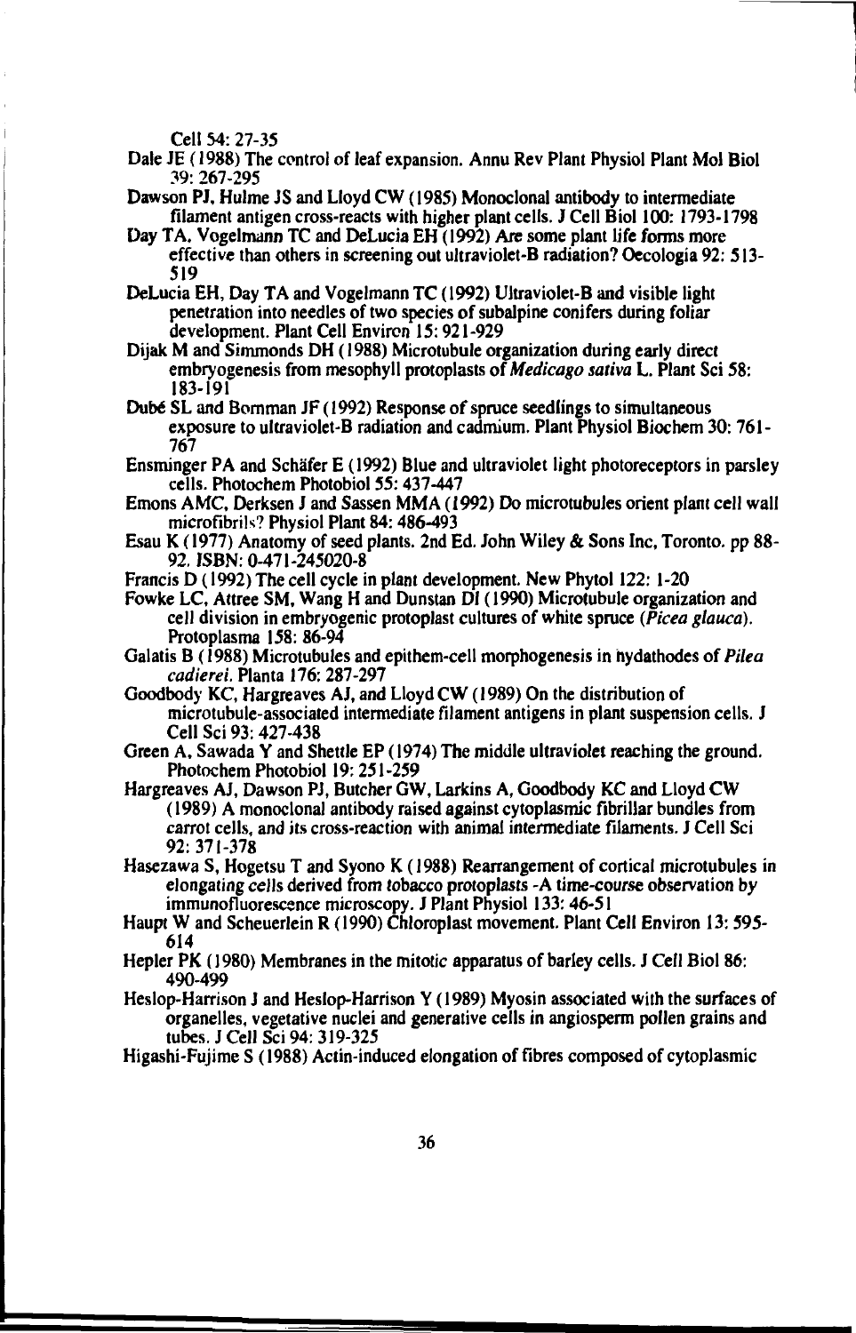Cell 54: 27-35

Dale JE (1988) The control of leaf expansion. Annu Rev Plant Physiol Plant Mol Biol 39: 267-295

Dawson PJ, Hulme JS and Lloyd CW (1985) Monoclonal antibody to intermediate filament antigen cross-reacts with higher plant cells. J Cell Biol 100: 1793-1798

Day TA, Vogelmann TC and DeLucia EH (1992) Are some plant life forms more effective than others in screening out ultraviolet-B radiation? Oecologia 92: 513-519

DeLucia EH, Day TA and Vogelmann TC (1992) Ultraviolet-B and visible light penetration into needles of two species of subalpine conifers during foliar development. Plant Cell Environ 15: 921-929

Dijak M and Simmonds DH (1988) Microtubule organization during early direct embryogenesis from mesophyll protoplasts of *Medicago sativa* L. Plant Sci 58: 183-191

Dubé SL and Bornman JF (1992) Response of spruce seedlings to simultaneous exposure to ultraviolet-B radiation and cadmium. Plant Physiol Biochem 30: 761-767

Ensminger PA and Schäfer E (1992) Blue and ultraviolet light photoreceptors in parsley cells. Photochem Photobiol 55: 437-447

Emons AMC, Derksen J and Sassen MMA (1992) Do microtubules orient plant cell wall microfibrils? Physiol Plant 84: 486-493

Esau K (1977) Anatomy of seed plants. 2nd Ed. John Wiley & Sons Inc, Toronto. pp 88-92. ISBN: 0-471-245020-8

Francis D (1992) The cell cycle in plant development. New Phytol 122: 1-20

Fowke LC, Attree SM, Wang H and Dunstan DI (1990) Microtubule organization and cell division in embryogenic protoplast cultures of white spruce (*Picea glauca*). Protoplasma 158: 86-94

Galatis B (1988) Microtubules and epithem-cell morphogenesis in hydathodes of *Pilea cadierei*. Planta 176: 287-297

Goodbody KC, Hargreaves AJ, and Lloyd CW (1989) On the distribution of microtubule-associated intermediate filament antigens in plant suspension cells. J Cell Sci 93: 427-438

Green A, Sawada Y and Shettle EP (1974) The middle ultraviolet reaching the ground. Photochem Photobiol 19: 251-259

Hargreaves AJ, Dawson PJ, Butcher GW, Larkins A, Goodbody KC and Lloyd CW (1989) A monoclonal antibody raised against cytoplasmic fibrillar bundles from carrot cells, and its cross-reaction with animal intermediate filaments. J Cell Sci 92: 371-378

Hasezawa S, Hogetsu T and Syono K (1988) Rearrangement of cortical microtubules in elongating cells derived from tobacco protoplasts -A time-course observation by immunofluorescence microscopy. J Plant Physiol 133: 46-51

Haupt W and Scheuerlein R (1990) Chloroplast movement. Plant Cell Environ 13: 595-614

Hepler PK (1980) Membranes in the mitotic apparatus of barley cells. J Cell Biol 86: 490-499

Heslop-Harrison J and Heslop-Harrison Y (1989) Myosin associated with the surfaces of organelles, vegetative nuclei and generative cells in angiosperm pollen grains and tubes. J Cell Sci 94: 319-325

Higashi-Fujime S (1988) Actin-induced elongation of fibres composed of cytoplasmic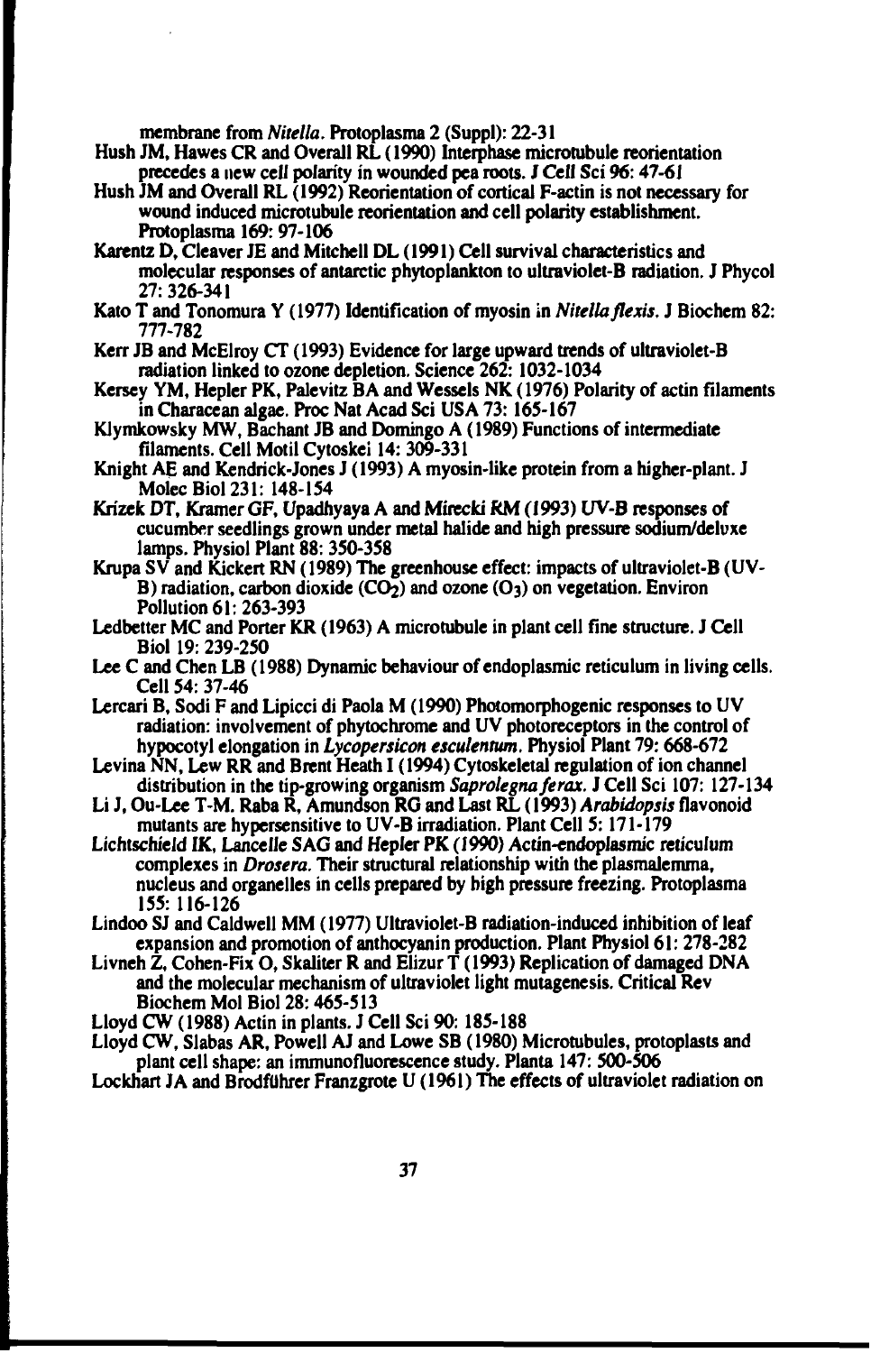membrane from *Nitella*. Protoplasma 2 (Suppl): 22-31

Hush JM, Hawes CR and Overall RL (1990) Interphase microtubule reorientation precedes a new cell polarity in wounded pea roots. J Cell Sci 96: 47-61

Hush JM and Overall RL (1992) Reorientation of cortical F-actin is not necessary for wound induced microtubule reorientation and cell polarity establishment. Protoplasma 169: 97-106

Karentz D, Cleaver JE and Mitchell DL (1991) Cell survival characteristics and molecular responses of antarctic phytoplankton to ultraviolet-B radiation. J Phycol 27: 326-341

Kato T and Tonomura Y (1977) Identification of myosin in *Nitella flexis*. J Biochem 82: 777-782

Kerr JB and McElroy CT (1993) Evidence for large upward trends of ultraviolet-B radiation linked to ozone depletion. Science 262: 1032-1034

Kersey YM, Hepler PK, Palevitz BA and Wessels NK (1976) Polarity of actin filaments in Characean algae. Proc Nat Acad Sci USA 73: 165-167

Klymkowsky MW, Bachant JB and Domingo A (1989) Functions of intermediate filaments. Cell Motil Cytoskel 14: 309-331

Knight AE and Kendrick-Jones J (1993) A myosin-like protein from a higher-plant. J Molec Biol 231: 148-154

Krizek DT, Kramer GF, Upadhyaya A and Mirecki RM (1993) UV-B responses of cucumber seedlings grown under metal halide and high pressure sodium/deluxe lamps. Physiol Plant 88: 350-358

Krupa SV and Kickert RN (1989) The greenhouse effect: impacts of ultraviolet-B (UV-B) radiation, carbon dioxide ($CO_2$) and ozone ($O_3$) on vegetation. Environ Pollution 61: 263-393

Ledbetter MC and Porter KR (1963) A microtubule in plant cell fine structure. J Cell Biol 19: 239-250

Lee C and Chen LB (1988) Dynamic behaviour of endoplasmic reticulum in living cells. Cell 54: 37-46

Lercari B, Sodi F and Lipicci di Paola M (1990) Photomorphogenic responses to UV radiation: involvement of phytochrome and UV photoreceptors in the control of hypocotyl elongation in *Lycopersicon esculentum*. Physiol Plant 79: 668-672

Levina NN, Lew RR and Brent Heath I (1994) Cytoskeletal regulation of ion channel distribution in the tip-growing organism *Saprolegna ferax*. J Cell Sci 107: 127-134

Li J, Ou-Lee T-M. Raba R, Amundson RG and Last RL (1993) *Arabidopsis* flavonoid mutants are hypersensitive to UV-B irradiation. Plant Cell 5: 171-179

Lichtschield IK, Lancelle SAG and Hepler PK (1990) Actin-endoplasmic reticulum complexes in *Drosera*. Their structural relationship with the plasmalemma, nucleus and organelles in cells prepared by high pressure freezing. Protoplasma 155: 116-126

Lindoo SJ and Caldwell MM (1977) Ultraviolet-B radiation-induced inhibition of leaf expansion and promotion of anthocyanin production. Plant Physiol 61: 278-282

Livneh Z, Cohen-Fix O, Skaliter R and Elizur T (1993) Replication of damaged DNA and the molecular mechanism of ultraviolet light mutagenesis. Critical Rev Biochem Mol Biol 28: 465-513

Lloyd CW (1988) Actin in plants. J Cell Sci 90: 185-188

Lloyd CW, Slabas AR, Powell AJ and Lowe SB (1980) Microtubules, protoplasts and plant cell shape: an immunofluorescence study. Planta 147: 500-506

Lockhart JA and Brodführer Franzgrote U (1961) The effects of ultraviolet radiation on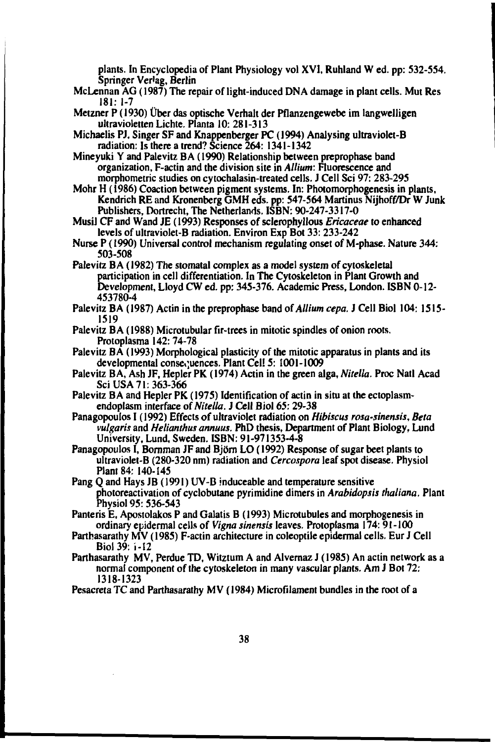plants. In Encyclopedia of Plant Physiology vol XVI, Ruhland W ed. pp: 532-554. Springer Verlag, Berlin

McLennan AG (1987) The repair of light-induced DNA damage in plant cells. Mut Res 181: 1-7

Metzner P (1930) Über das optische Verhalt der Pflanzengewebe im langwelligen ultravioletten Lichte. Planta 10: 281-313

Michaelis PJ, Singer SF and Knappenberger PC (1994) Analysing ultraviolet-B radiation: Is there a trend? Science 264: 1341-1342

Mineyuki Y and Palevitz BA (1990) Relationship between preprophase band organization, F-actin and the division site in *Allium*: Fluorescence and morphometric studies on cytochalasin-treated cells. J Cell Sci 97: 283-295

Mohr H (1986) Coaction between pigment systems. In: Photomorphogenesis in plants, Kendrich RE and Kronenberg GMH eds. pp: 547-564 Martinus Nijhoff/Dr W Junk Publishers, Dortrecht, The Netherlands. ISBN: 90-247-3317-0

Musil CF and Wand JE (1993) Responses of sclerophyllous *Ericaceae* to enhanced levels of ultraviolet-B radiation. Environ Exp Bot 33: 233-242

Nurse P (1990) Universal control mechanism regulating onset of M-phase. Nature 344: 503-508

Palevitz BA (1982) The stomatal complex as a model system of cytoskeletal participation in cell differentiation. In The Cytoskeleton in Plant Growth and Development, Lloyd CW ed. pp: 345-376. Academic Press, London. ISBN 0-12-453780-4

Palevitz BA (1987) Actin in the preprophase band of *Allium cepa*. J Cell Biol 104: 1515-1519

Palevitz BA (1988) Microtubular fir-trees in mitotic spindles of onion roots. Protoplasma 142: 74-78

Palevitz BA (1993) Morphological plasticity of the mitotic apparatus in plants and its developmental consequences. Plant Cell 5: 1001-1009

Palevitz BA, Ash JF, Hepler PK (1974) Actin in the green alga, *Nitella*. Proc Natl Acad Sci USA 71: 363-366

Palevitz BA and Hepler PK (1975) Identification of actin in situ at the ectoplasm-endoplasm interface of *Nitella*. J Cell Biol 65: 29-38

Panagopoulos I (1992) Effects of ultraviolet radiation on *Hibiscus rosa-sinensis*, *Beta vulgaris* and *Helianthus annuus*. PhD thesis, Department of Plant Biology, Lund University, Lund, Sweden. ISBN: 91-971353-4-8

Panagopoulos I, Bornman JF and Björn LO (1992) Response of sugar beet plants to ultraviolet-B (280-320 nm) radiation and *Cercospora* leaf spot disease. Physiol Plant 84: 140-145

Pang Q and Hays JB (1991) UV-B inducible and temperature sensitive photoreactivation of cyclobutane pyrimidine dimers in *Arabidopsis thaliana*. Plant Physiol 95: 536-543

Panteris E, Apostolakos P and Galatis B (1993) Microtubules and morphogenesis in ordinary epidermal cells of *Vigna sinensis* leaves. Protoplasma 174: 91-100

Parthasarathy MV (1985) F-actin architecture in coleoptile epidermal cells. Eur J Cell Biol 39: 1-12

Parthasarathy MV, Perdue TD, Witztum A and Alvernaz J (1985) An actin network as a normal component of the cytoskeleton in many vascular plants. Am J Bot 72: 1318-1323

Pesacreta TC and Parthasarathy MV (1984) Microfilament bundles in the root of a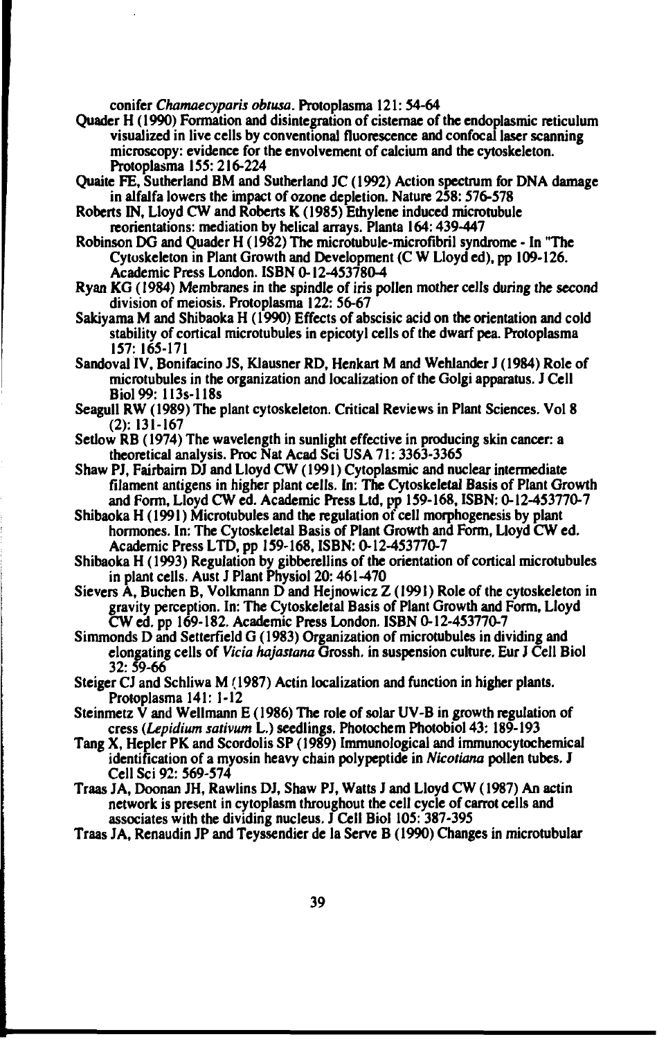conifer *Chamaecyparis obtusa*. Protoplasma 121: 54-64

Quader H (1990) Formation and disintegration of cisternae of the endoplasmic reticulum visualized in live cells by conventional fluorescence and confocal laser scanning microscopy: evidence for the envolvement of calcium and the cytoskeleton. Protoplasma 155: 216-224

Quaite FE, Sutherland BM and Sutherland JC (1992) Action spectrum for DNA damage in alfalfa lowers the impact of ozone depletion. Nature 258: 576-578

Roberts IN, Lloyd CW and Roberts K (1985) Ethylene induced microtubule reorientations: mediation by helical arrays. Planta 164: 439-447

Robinson DG and Quader H (1982) The microtubule-microfibril syndrome - In "The Cytoskeleton in Plant Growth and Development (C W Lloyd ed), pp 109-126. Academic Press London. ISBN 0-12-453780-4

Ryan KG (1984) Membranes in the spindle of iris pollen mother cells during the second division of meiosis. Protoplasma 122: 56-67

Sakiyama M and Shibaoka H (1990) Effects of abscisic acid on the orientation and cold stability of cortical microtubules in epicotyl cells of the dwarf pea. Protoplasma 157: 165-171

Sandoval IV, Bonifacino JS, Klausner RD, Henkart M and Wehlander J (1984) Role of microtubules in the organization and localization of the Golgi apparatus. J Cell Biol 99: 113s-118s

Seagull RW (1989) The plant cytoskeleton. Critical Reviews in Plant Sciences. Vol 8 (2): 131-167

Setlow RB (1974) The wavelength in sunlight effective in producing skin cancer: a theoretical analysis. Proc Nat Acad Sci USA 71: 3363-3365

Shaw PJ, Fairbairn DJ and Lloyd CW (1991) Cytoplasmic and nuclear intermediate filament antigens in higher plant cells. In: The Cytoskeletal Basis of Plant Growth and Form, Lloyd CW ed. Academic Press Ltd, pp 159-168, ISBN: 0-12-453770-7

Shibaoka H (1991) Microtubules and the regulation of cell morphogenesis by plant hormones. In: The Cytoskeletal Basis of Plant Growth and Form, Lloyd CW ed. Academic Press LTD, pp 159-168, ISBN: 0-12-453770-7

Shibaoka H (1993) Regulation by gibberellins of the orientation of cortical microtubules in plant cells. Aust J Plant Physiol 20: 461-470

Sievers A, Buchen B, Volkmann D and Hejnowicz Z (1991) Role of the cytoskeleton in gravity perception. In: The Cytoskeletal Basis of Plant Growth and Form, Lloyd CW ed. pp 169-182. Academic Press London. ISBN 0-12-453770-7

Simmonds D and Setterfield G (1983) Organization of microtubules in dividing and elongating cells of *Vicia hajastana* Grossh. in suspension culture. Eur J Cell Biol 32: 59-66

Steiger CJ and Schliwa M (1987) Actin localization and function in higher plants. Protoplasma 141: 1-12

Steinmetz V and Wellmann E (1986) The role of solar UV-B in growth regulation of cress (*Lepidium sativum* L.) seedlings. Photochem Photobiol 43: 189-193

Tang X, Hepler PK and Scordolis SP (1989) Immunological and immunocytochemical identification of a myosin heavy chain polypeptide in *Nicotiana* pollen tubes. J Cell Sci 92: 569-574

Traas JA, Doonan JH, Rawlins DJ, Shaw PJ, Watts J and Lloyd CW (1987) An actin network is present in cytoplasm throughout the cell cycle of carrot cells and associates with the dividing nucleus. J Cell Biol 105: 387-395

Traas JA, Renaudin JP and Teyssendier de la Serve B (1990) Changes in microtubular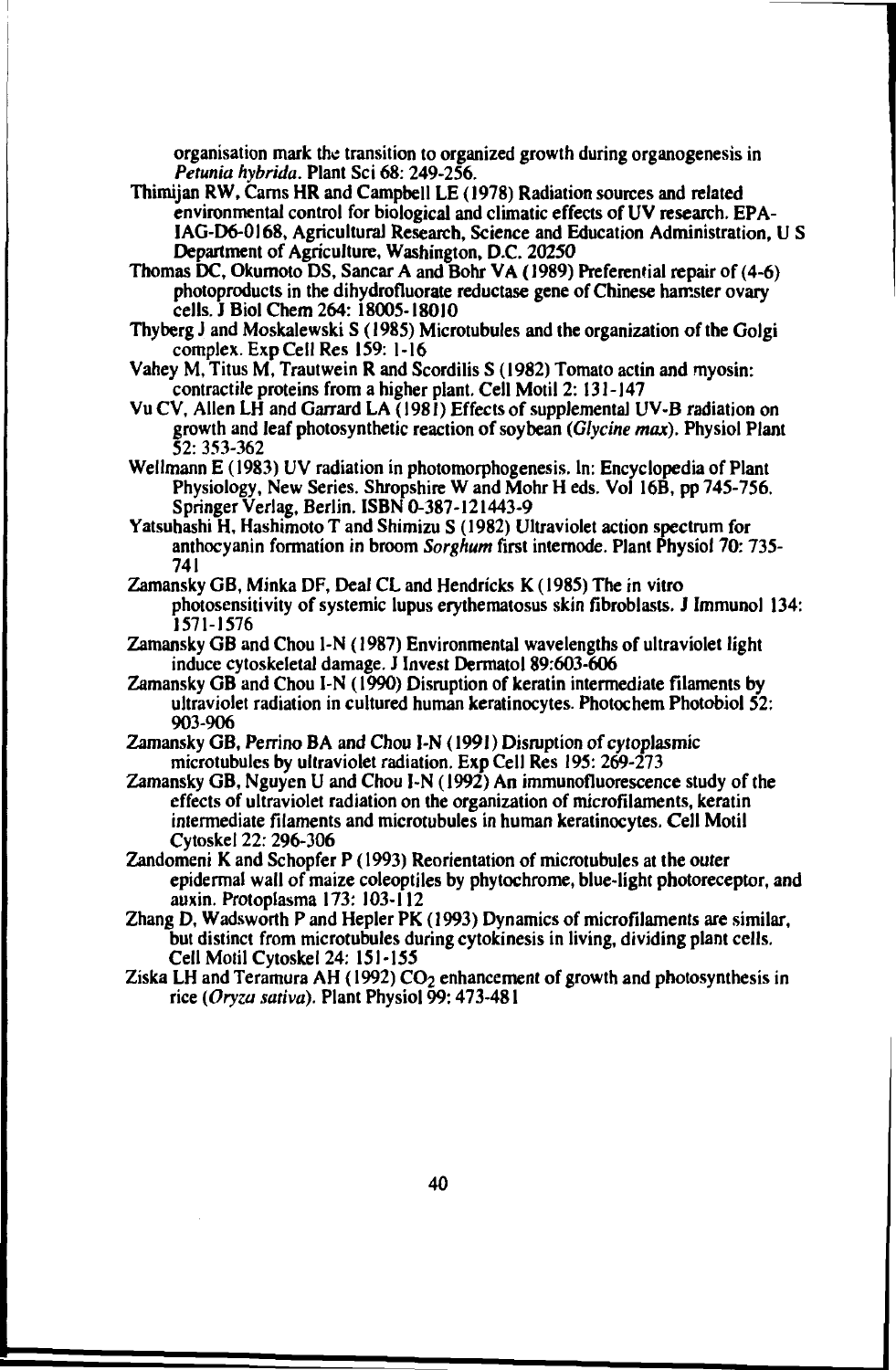organisation mark the transition to organized growth during organogenesis in *Petunia hybrida*. Plant Sci 68: 249-256.

Thimijan RW, Carns HR and Campbell LE (1978) Radiation sources and related environmental control for biological and climatic effects of UV research. EPA-IAG-D6-0168, Agricultural Research, Science and Education Administration, U S Department of Agriculture, Washington, D.C. 20250

Thomas DC, Okumoto DS, Sancar A and Bohr VA (1989) Preferential repair of (4-6) photoproducts in the dihydrofluorate reductase gene of Chinese hamster ovary cells. J Biol Chem 264: 18005-18010

Thyberg J and Moskalewski S (1985) Microtubules and the organization of the Golgi complex. Exp Cell Res 159: 1-16

Vahey M, Titus M, Trautwein R and Scordilis S (1982) Tomato actin and myosin: contractile proteins from a higher plant. Cell Motil 2: 131-147

Vu CV, Allen LH and Garrard LA (1981) Effects of supplemental UV-B radiation on growth and leaf photosynthetic reaction of soybean (*Glycine max*). Physiol Plant 52: 353-362

Wellmann E (1983) UV radiation in photomorphogenesis. In: Encyclopedia of Plant Physiology, New Series. Shropshire W and Mohr H eds. Vol 16B, pp 745-756. Springer Verlag, Berlin. ISBN 0-387-121443-9

Yatsuhashi H, Hashimoto T and Shimizu S (1982) Ultraviolet action spectrum for anthocyanin formation in broom *Sorghum* first internode. Plant Physiol 70: 735-741

Zamansky GB, Minka DF, Deal CL and Hendricks K (1985) The in vitro photosensitivity of systemic lupus erythematosus skin fibroblasts. J Immunol 134: 1571-1576

Zamansky GB and Chou I-N (1987) Environmental wavelengths of ultraviolet light induce cytoskeletal damage. J Invest Dermatol 89:603-606

Zamansky GB and Chou I-N (1990) Disruption of keratin intermediate filaments by ultraviolet radiation in cultured human keratinocytes. Photochem Photobiol 52: 903-906

Zamansky GB, Perrino BA and Chou I-N (1991) Disruption of cytoplasmic microtubules by ultraviolet radiation. Exp Cell Res 195: 269-273

Zamansky GB, Nguyen U and Chou I-N (1992) An immunofluorescence study of the effects of ultraviolet radiation on the organization of microfilaments, keratin intermediate filaments and microtubules in human keratinocytes. Cell Motil Cytoskel 22: 296-306

Zandomeni K and Schopfer P (1993) Reorientation of microtubules at the outer epidermal wall of maize coleoptiles by phytochrome, blue-light photoreceptor, and auxin. Protoplasma 173: 103-112

Zhang D, Wadsworth P and Hepler PK (1993) Dynamics of microfilaments are similar, but distinct from microtubules during cytokinesis in living, dividing plant cells. Cell Motil Cytoskel 24: 151-155

Ziska LH and Teramura AH (1992) $CO_2$ enhancement of growth and photosynthesis in rice (*Oryza sativa*). Plant Physiol 99: 473-481